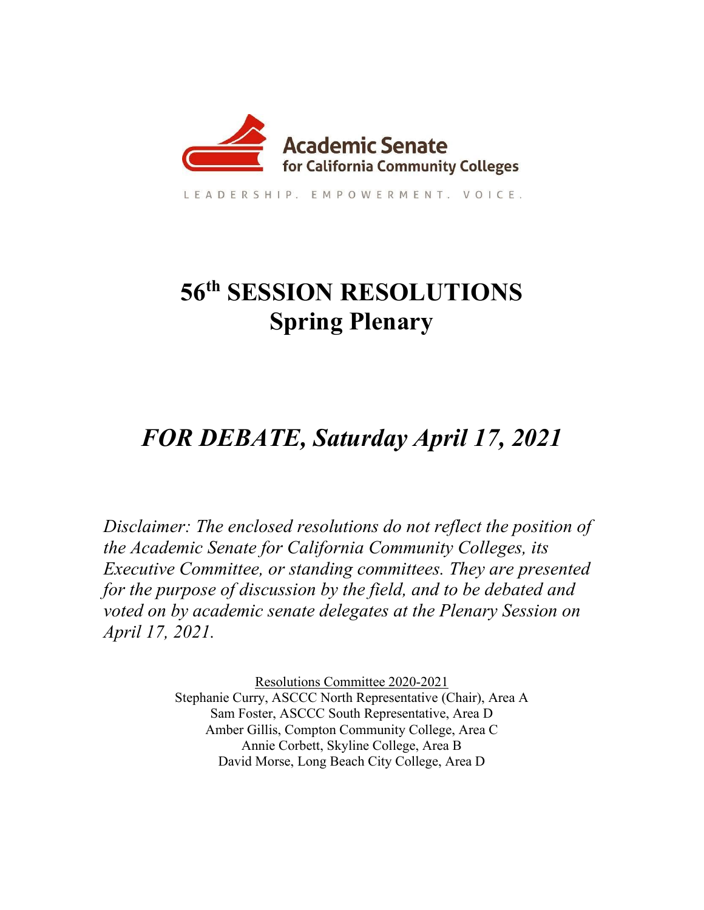Academic Senate
for California Community Colleges

LEADERSHIP. EMPOWERMENT. VOICE.

# 56th SESSION RESOLUTIONS
# Spring Plenary

## *FOR DEBATE, Saturday April 17, 2021*

*Disclaimer: The enclosed resolutions do not reflect the position of the Academic Senate for California Community Colleges, its Executive Committee, or standing committees. They are presented for the purpose of discussion by the field, and to be debated and voted on by academic senate delegates at the Plenary Session on April 17, 2021.*

Resolutions Committee 2020-2021
Stephanie Curry, ASCCC North Representative (Chair), Area A
Sam Foster, ASCCC South Representative, Area D
Amber Gillis, Compton Community College, Area C
Annie Corbett, Skyline College, Area B
David Morse, Long Beach City College, Area D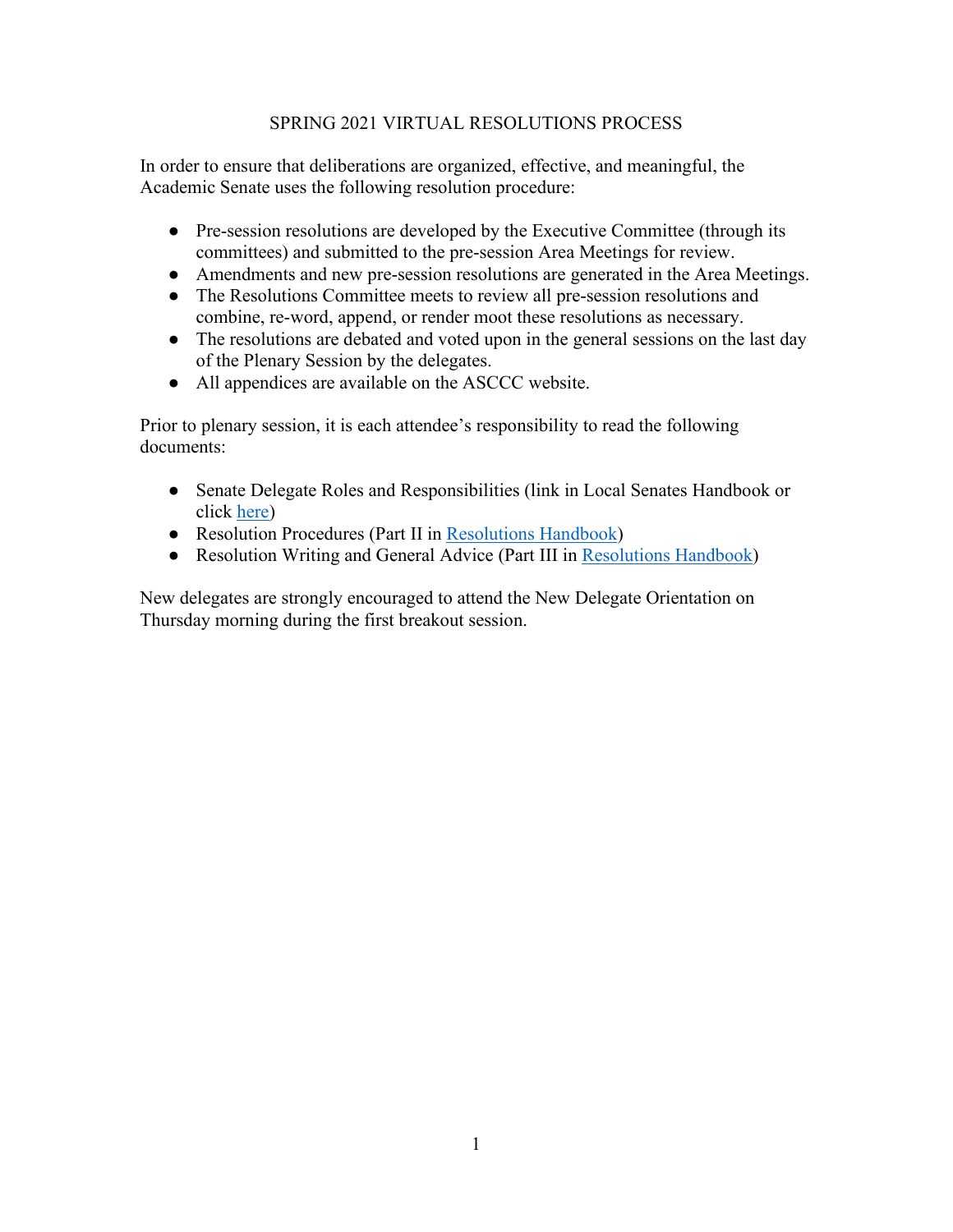# SPRING 2021 VIRTUAL RESOLUTIONS PROCESS

In order to ensure that deliberations are organized, effective, and meaningful, the Academic Senate uses the following resolution procedure:

- Pre-session resolutions are developed by the Executive Committee (through its committees) and submitted to the pre-session Area Meetings for review.
- Amendments and new pre-session resolutions are generated in the Area Meetings.
- The Resolutions Committee meets to review all pre-session resolutions and combine, re-word, append, or render moot these resolutions as necessary.
- The resolutions are debated and voted upon in the general sessions on the last day of the Plenary Session by the delegates.
- All appendices are available on the ASCCC website.

Prior to plenary session, it is each attendee's responsibility to read the following documents:

- Senate Delegate Roles and Responsibilities (link in Local Senates Handbook or click here)
- Resolution Procedures (Part II in Resolutions Handbook)
- Resolution Writing and General Advice (Part III in Resolutions Handbook)

New delegates are strongly encouraged to attend the New Delegate Orientation on Thursday morning during the first breakout session.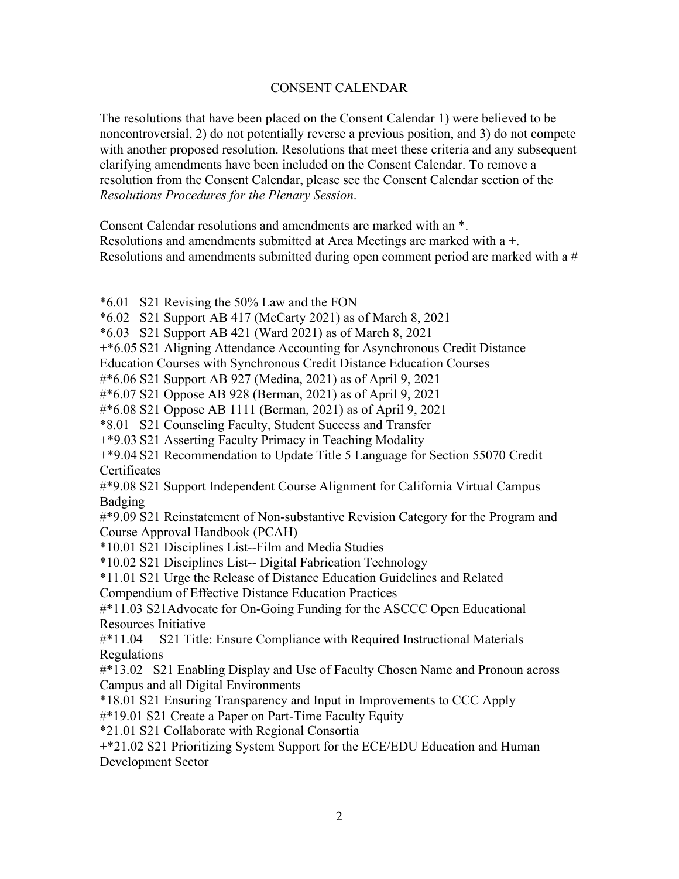## CONSENT CALENDAR

The resolutions that have been placed on the Consent Calendar 1) were believed to be noncontroversial, 2) do not potentially reverse a previous position, and 3) do not compete with another proposed resolution. Resolutions that meet these criteria and any subsequent clarifying amendments have been included on the Consent Calendar. To remove a resolution from the Consent Calendar, please see the Consent Calendar section of the *Resolutions Procedures for the Plenary Session*.

Consent Calendar resolutions and amendments are marked with an *.
Resolutions and amendments submitted at Area Meetings are marked with a +.
Resolutions and amendments submitted during open comment period are marked with a #

*6.01 S21 Revising the 50% Law and the FON
*6.02 S21 Support AB 417 (McCarty 2021) as of March 8, 2021
*6.03 S21 Support AB 421 (Ward 2021) as of March 8, 2021
+*6.05 S21 Aligning Attendance Accounting for Asynchronous Credit Distance Education Courses with Synchronous Credit Distance Education Courses
#*6.06 S21 Support AB 927 (Medina, 2021) as of April 9, 2021
#*6.07 S21 Oppose AB 928 (Berman, 2021) as of April 9, 2021
#*6.08 S21 Oppose AB 1111 (Berman, 2021) as of April 9, 2021
*8.01 S21 Counseling Faculty, Student Success and Transfer
+*9.03 S21 Asserting Faculty Primacy in Teaching Modality
+*9.04 S21 Recommendation to Update Title 5 Language for Section 55070 Credit Certificates
#*9.08 S21 Support Independent Course Alignment for California Virtual Campus Badging
#*9.09 S21 Reinstatement of Non-substantive Revision Category for the Program and Course Approval Handbook (PCAH)
*10.01 S21 Disciplines List--Film and Media Studies
*10.02 S21 Disciplines List-- Digital Fabrication Technology
*11.01 S21 Urge the Release of Distance Education Guidelines and Related Compendium of Effective Distance Education Practices
#*11.03 S21Advocate for On-Going Funding for the ASCCC Open Educational Resources Initiative
#*11.04 S21 Title: Ensure Compliance with Required Instructional Materials Regulations
#*13.02 S21 Enabling Display and Use of Faculty Chosen Name and Pronoun across Campus and all Digital Environments
*18.01 S21 Ensuring Transparency and Input in Improvements to CCC Apply
#*19.01 S21 Create a Paper on Part-Time Faculty Equity
*21.01 S21 Collaborate with Regional Consortia
+*21.02 S21 Prioritizing System Support for the ECE/EDU Education and Human Development Sector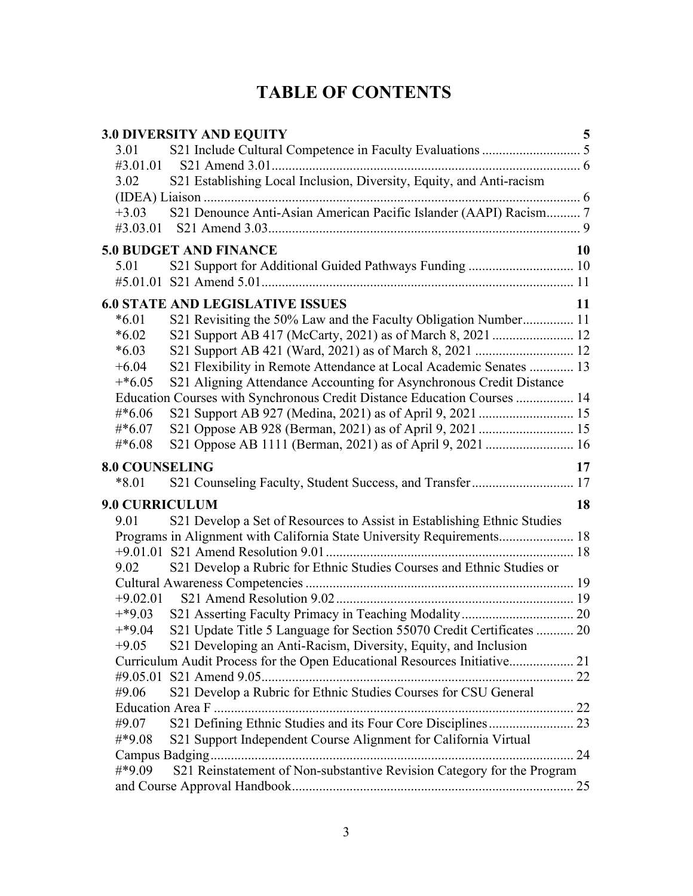# TABLE OF CONTENTS

**3.0 DIVERSITY AND EQUITY** 5

3.01 S21 Include Cultural Competence in Faculty Evaluations 5

#3.01.01 S21 Amend 3.01 6

3.02 S21 Establishing Local Inclusion, Diversity, Equity, and Anti-racism (IDEA) Liaison 6

+3.03 S21 Denounce Anti-Asian American Pacific Islander (AAPI) Racism 7

#3.03.01 S21 Amend 3.03 9

**5.0 BUDGET AND FINANCE** 10

5.01 S21 Support for Additional Guided Pathways Funding 10

#5.01.01 S21 Amend 5.01 11

**6.0 STATE AND LEGISLATIVE ISSUES** 11

*6.01 S21 Revisiting the 50% Law and the Faculty Obligation Number 11

*6.02 S21 Support AB 417 (McCarty, 2021) as of March 8, 2021 12

*6.03 S21 Support AB 421 (Ward, 2021) as of March 8, 2021 12

+6.04 S21 Flexibility in Remote Attendance at Local Academic Senates 13

+*6.05 S21 Aligning Attendance Accounting for Asynchronous Credit Distance Education Courses with Synchronous Credit Distance Education Courses 14

#*6.06 S21 Support AB 927 (Medina, 2021) as of April 9, 2021 15

#*6.07 S21 Oppose AB 928 (Berman, 2021) as of April 9, 2021 15

#*6.08 S21 Oppose AB 1111 (Berman, 2021) as of April 9, 2021 16

**8.0 COUNSELING** 17

*8.01 S21 Counseling Faculty, Student Success, and Transfer 17

**9.0 CURRICULUM** 18

9.01 S21 Develop a Set of Resources to Assist in Establishing Ethnic Studies Programs in Alignment with California State University Requirements 18

+9.01.01 S21 Amend Resolution 9.01 18

9.02 S21 Develop a Rubric for Ethnic Studies Courses and Ethnic Studies or Cultural Awareness Competencies 19

+9.02.01 S21 Amend Resolution 9.02 19

+*9.03 S21 Asserting Faculty Primacy in Teaching Modality 20

+*9.04 S21 Update Title 5 Language for Section 55070 Credit Certificates 20

+9.05 S21 Developing an Anti-Racism, Diversity, Equity, and Inclusion Curriculum Audit Process for the Open Educational Resources Initiative 21

#9.05.01 S21 Amend 9.05 22

#9.06 S21 Develop a Rubric for Ethnic Studies Courses for CSU General Education Area F 22

#9.07 S21 Defining Ethnic Studies and its Four Core Disciplines 23

#*9.08 S21 Support Independent Course Alignment for California Virtual Campus Badging 24

#*9.09 S21 Reinstatement of Non-substantive Revision Category for the Program and Course Approval Handbook 25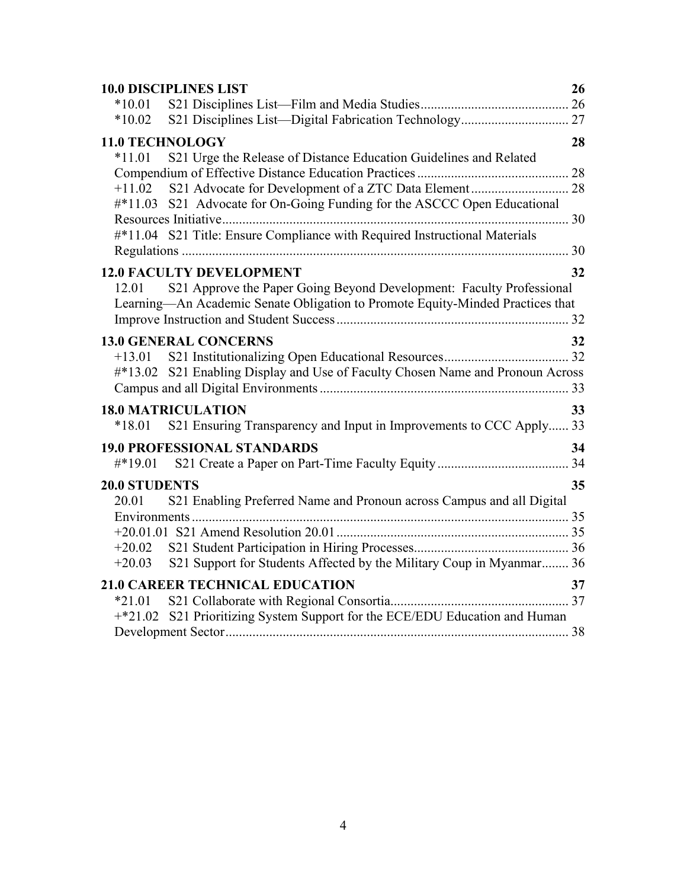**10.0 DISCIPLINES LIST** 26

*10.01 S21 Disciplines List—Film and Media Studies ... 26
*10.02 S21 Disciplines List—Digital Fabrication Technology ... 27

**11.0 TECHNOLOGY** 28

*11.01 S21 Urge the Release of Distance Education Guidelines and Related Compendium of Effective Distance Education Practices ... 28
+11.02 S21 Advocate for Development of a ZTC Data Element ... 28
#*11.03 S21 Advocate for On-Going Funding for the ASCCC Open Educational Resources Initiative ... 30
#*11.04 S21 Title: Ensure Compliance with Required Instructional Materials Regulations ... 30

**12.0 FACULTY DEVELOPMENT** 32

12.01 S21 Approve the Paper Going Beyond Development: Faculty Professional Learning—An Academic Senate Obligation to Promote Equity-Minded Practices that Improve Instruction and Student Success ... 32

**13.0 GENERAL CONCERNS** 32

+13.01 S21 Institutionalizing Open Educational Resources ... 32
#*13.02 S21 Enabling Display and Use of Faculty Chosen Name and Pronoun Across Campus and all Digital Environments ... 33

**18.0 MATRICULATION** 33

*18.01 S21 Ensuring Transparency and Input in Improvements to CCC Apply ... 33

**19.0 PROFESSIONAL STANDARDS** 34

#*19.01 S21 Create a Paper on Part-Time Faculty Equity ... 34

**20.0 STUDENTS** 35

20.01 S21 Enabling Preferred Name and Pronoun across Campus and all Digital Environments ... 35
+20.01.01 S21 Amend Resolution 20.01 ... 35
+20.02 S21 Student Participation in Hiring Processes ... 36
+20.03 S21 Support for Students Affected by the Military Coup in Myanmar ... 36

**21.0 CAREER TECHNICAL EDUCATION** 37

*21.01 S21 Collaborate with Regional Consortia ... 37
+*21.02 S21 Prioritizing System Support for the ECE/EDU Education and Human Development Sector ... 38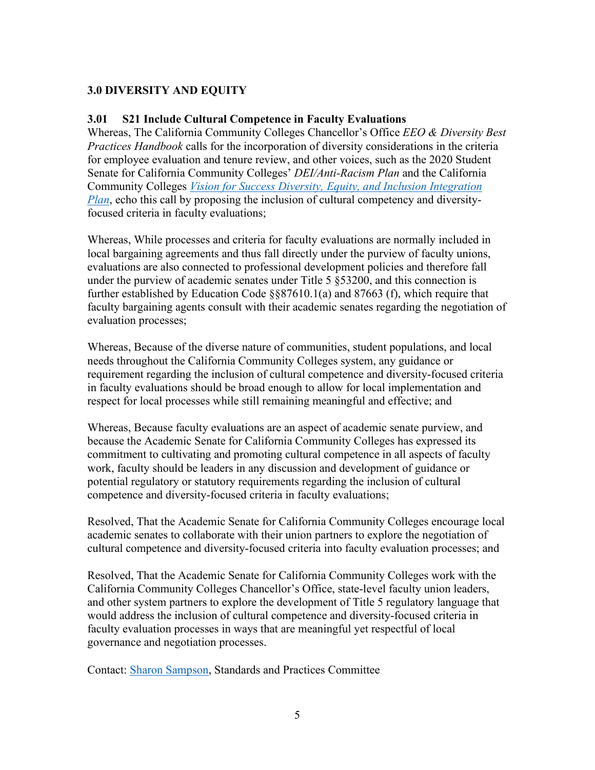## 3.0 DIVERSITY AND EQUITY

### 3.01 S21 Include Cultural Competence in Faculty Evaluations

Whereas, The California Community Colleges Chancellor's Office *EEO & Diversity Best Practices Handbook* calls for the incorporation of diversity considerations in the criteria for employee evaluation and tenure review, and other voices, such as the 2020 Student Senate for California Community Colleges' *DEI/Anti-Racism Plan* and the California Community Colleges *Vision for Success Diversity, Equity, and Inclusion Integration Plan*, echo this call by proposing the inclusion of cultural competency and diversity-focused criteria in faculty evaluations;

Whereas, While processes and criteria for faculty evaluations are normally included in local bargaining agreements and thus fall directly under the purview of faculty unions, evaluations are also connected to professional development policies and therefore fall under the purview of academic senates under Title 5 §53200, and this connection is further established by Education Code §§87610.1(a) and 87663 (f), which require that faculty bargaining agents consult with their academic senates regarding the negotiation of evaluation processes;

Whereas, Because of the diverse nature of communities, student populations, and local needs throughout the California Community Colleges system, any guidance or requirement regarding the inclusion of cultural competence and diversity-focused criteria in faculty evaluations should be broad enough to allow for local implementation and respect for local processes while still remaining meaningful and effective; and

Whereas, Because faculty evaluations are an aspect of academic senate purview, and because the Academic Senate for California Community Colleges has expressed its commitment to cultivating and promoting cultural competence in all aspects of faculty work, faculty should be leaders in any discussion and development of guidance or potential regulatory or statutory requirements regarding the inclusion of cultural competence and diversity-focused criteria in faculty evaluations;

Resolved, That the Academic Senate for California Community Colleges encourage local academic senates to collaborate with their union partners to explore the negotiation of cultural competence and diversity-focused criteria into faculty evaluation processes; and

Resolved, That the Academic Senate for California Community Colleges work with the California Community Colleges Chancellor's Office, state-level faculty union leaders, and other system partners to explore the development of Title 5 regulatory language that would address the inclusion of cultural competence and diversity-focused criteria in faculty evaluation processes in ways that are meaningful yet respectful of local governance and negotiation processes.

Contact: Sharon Sampson, Standards and Practices Committee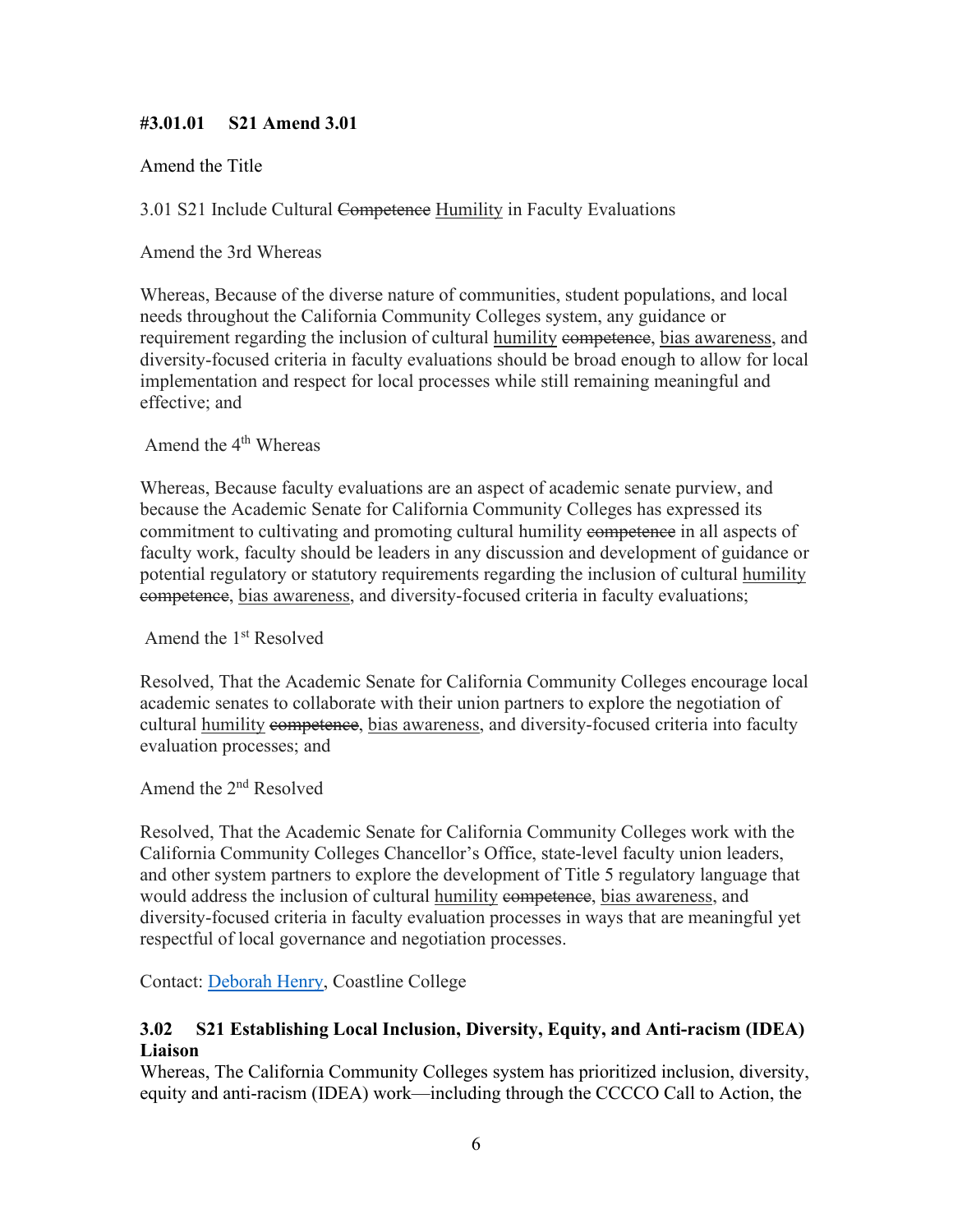### #3.01.01 S21 Amend 3.01

Amend the Title

3.01 S21 Include Cultural ~~Competence~~ <u>Humility</u> in Faculty Evaluations

Amend the 3rd Whereas

Whereas, Because of the diverse nature of communities, student populations, and local needs throughout the California Community Colleges system, any guidance or requirement regarding the inclusion of cultural <u>humility</u> ~~competence~~, <u>bias awareness</u>, and diversity-focused criteria in faculty evaluations should be broad enough to allow for local implementation and respect for local processes while still remaining meaningful and effective; and

Amend the 4th Whereas

Whereas, Because faculty evaluations are an aspect of academic senate purview, and because the Academic Senate for California Community Colleges has expressed its commitment to cultivating and promoting cultural humility ~~competence~~ in all aspects of faculty work, faculty should be leaders in any discussion and development of guidance or potential regulatory or statutory requirements regarding the inclusion of cultural <u>humility</u> ~~competence~~, <u>bias awareness</u>, and diversity-focused criteria in faculty evaluations;

Amend the 1st Resolved

Resolved, That the Academic Senate for California Community Colleges encourage local academic senates to collaborate with their union partners to explore the negotiation of cultural <u>humility</u> ~~competence~~, <u>bias awareness</u>, and diversity-focused criteria into faculty evaluation processes; and

Amend the 2nd Resolved

Resolved, That the Academic Senate for California Community Colleges work with the California Community Colleges Chancellor's Office, state-level faculty union leaders, and other system partners to explore the development of Title 5 regulatory language that would address the inclusion of cultural <u>humility</u> ~~competence~~, <u>bias awareness</u>, and diversity-focused criteria in faculty evaluation processes in ways that are meaningful yet respectful of local governance and negotiation processes.

Contact: Deborah Henry, Coastline College

### 3.02 S21 Establishing Local Inclusion, Diversity, Equity, and Anti-racism (IDEA) Liaison

Whereas, The California Community Colleges system has prioritized inclusion, diversity, equity and anti-racism (IDEA) work—including through the CCCCO Call to Action, the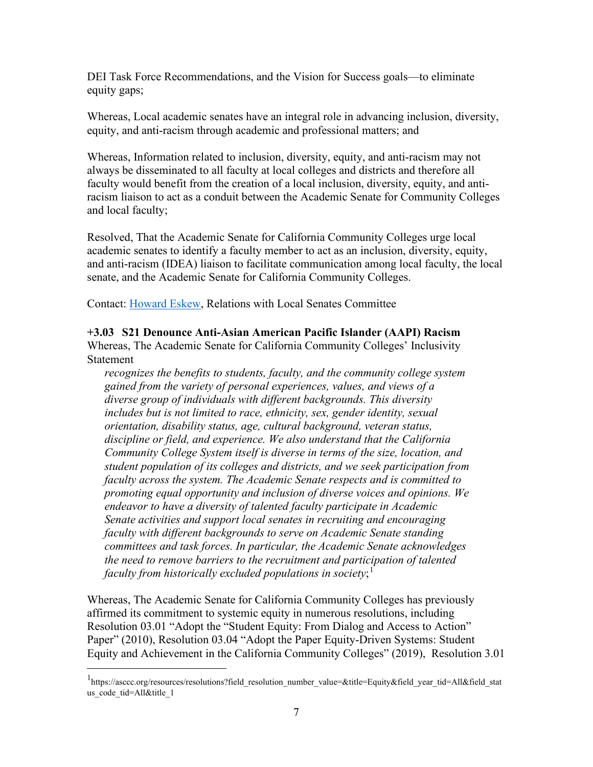DEI Task Force Recommendations, and the Vision for Success goals—to eliminate equity gaps;

Whereas, Local academic senates have an integral role in advancing inclusion, diversity, equity, and anti-racism through academic and professional matters; and

Whereas, Information related to inclusion, diversity, equity, and anti-racism may not always be disseminated to all faculty at local colleges and districts and therefore all faculty would benefit from the creation of a local inclusion, diversity, equity, and anti-racism liaison to act as a conduit between the Academic Senate for Community Colleges and local faculty;

Resolved, That the Academic Senate for California Community Colleges urge local academic senates to identify a faculty member to act as an inclusion, diversity, equity, and anti-racism (IDEA) liaison to facilitate communication among local faculty, the local senate, and the Academic Senate for California Community Colleges.

Contact: Howard Eskew, Relations with Local Senates Committee

**+3.03 S21 Denounce Anti-Asian American Pacific Islander (AAPI) Racism**

Whereas, The Academic Senate for California Community Colleges' Inclusivity Statement

> *recognizes the benefits to students, faculty, and the community college system gained from the variety of personal experiences, values, and views of a diverse group of individuals with different backgrounds. This diversity includes but is not limited to race, ethnicity, sex, gender identity, sexual orientation, disability status, age, cultural background, veteran status, discipline or field, and experience. We also understand that the California Community College System itself is diverse in terms of the size, location, and student population of its colleges and districts, and we seek participation from faculty across the system. The Academic Senate respects and is committed to promoting equal opportunity and inclusion of diverse voices and opinions. We endeavor to have a diversity of talented faculty participate in Academic Senate activities and support local senates in recruiting and encouraging faculty with different backgrounds to serve on Academic Senate standing committees and task forces. In particular, the Academic Senate acknowledges the need to remove barriers to the recruitment and participation of talented faculty from historically excluded populations in society*;[1]

Whereas, The Academic Senate for California Community Colleges has previously affirmed its commitment to systemic equity in numerous resolutions, including Resolution 03.01 "Adopt the "Student Equity: From Dialog and Access to Action" Paper" (2010), Resolution 03.04 "Adopt the Paper Equity-Driven Systems: Student Equity and Achievement in the California Community Colleges" (2019), Resolution 3.01

[1] https://asccc.org/resources/resolutions?field_resolution_number_value=&title=Equity&field_year_tid=All&field_status_code_tid=All&title_1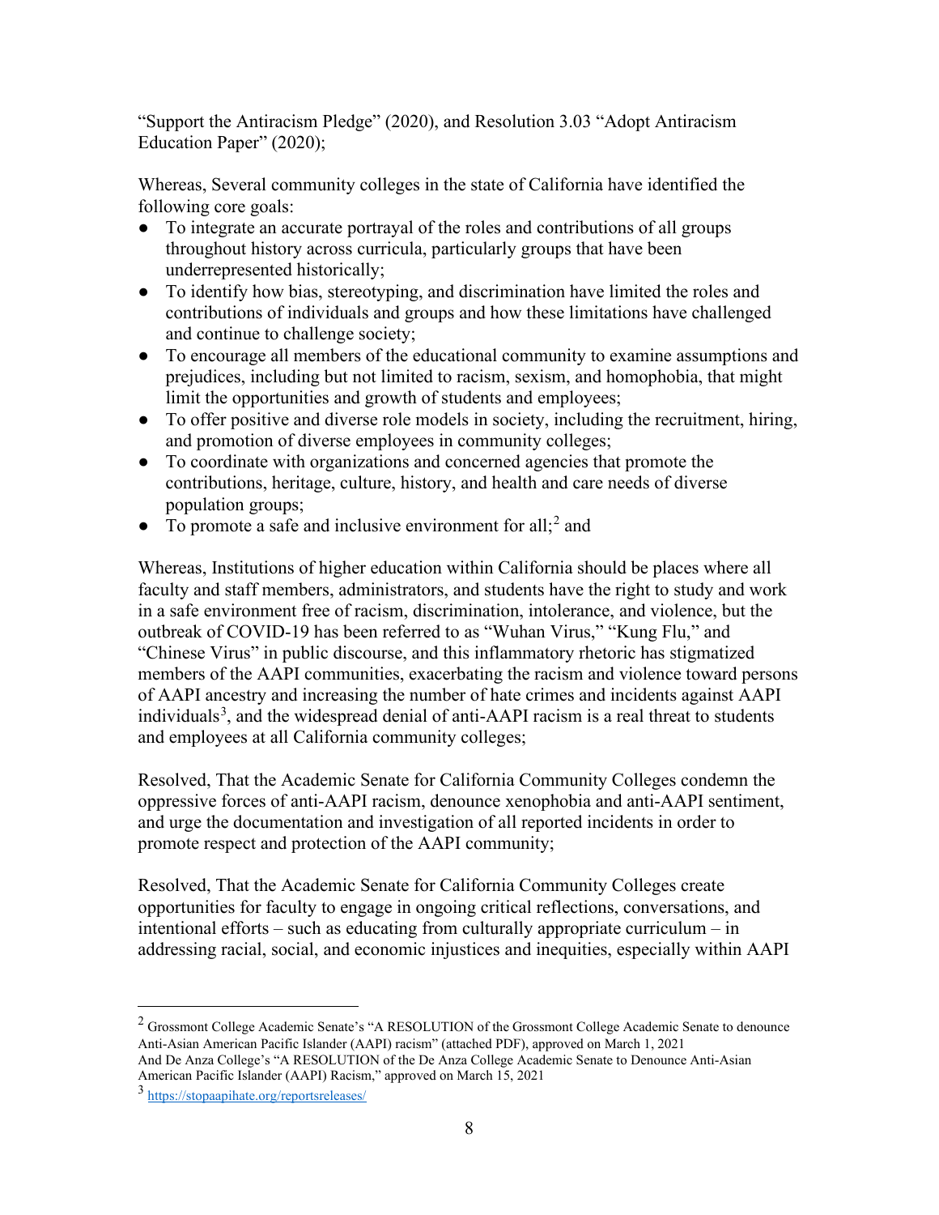"Support the Antiracism Pledge" (2020), and Resolution 3.03 "Adopt Antiracism Education Paper" (2020);

Whereas, Several community colleges in the state of California have identified the following core goals:

- To integrate an accurate portrayal of the roles and contributions of all groups throughout history across curricula, particularly groups that have been underrepresented historically;
- To identify how bias, stereotyping, and discrimination have limited the roles and contributions of individuals and groups and how these limitations have challenged and continue to challenge society;
- To encourage all members of the educational community to examine assumptions and prejudices, including but not limited to racism, sexism, and homophobia, that might limit the opportunities and growth of students and employees;
- To offer positive and diverse role models in society, including the recruitment, hiring, and promotion of diverse employees in community colleges;
- To coordinate with organizations and concerned agencies that promote the contributions, heritage, culture, history, and health and care needs of diverse population groups;
- To promote a safe and inclusive environment for all;[2] and

Whereas, Institutions of higher education within California should be places where all faculty and staff members, administrators, and students have the right to study and work in a safe environment free of racism, discrimination, intolerance, and violence, but the outbreak of COVID-19 has been referred to as "Wuhan Virus," "Kung Flu," and "Chinese Virus" in public discourse, and this inflammatory rhetoric has stigmatized members of the AAPI communities, exacerbating the racism and violence toward persons of AAPI ancestry and increasing the number of hate crimes and incidents against AAPI individuals[3], and the widespread denial of anti-AAPI racism is a real threat to students and employees at all California community colleges;

Resolved, That the Academic Senate for California Community Colleges condemn the oppressive forces of anti-AAPI racism, denounce xenophobia and anti-AAPI sentiment, and urge the documentation and investigation of all reported incidents in order to promote respect and protection of the AAPI community;

Resolved, That the Academic Senate for California Community Colleges create opportunities for faculty to engage in ongoing critical reflections, conversations, and intentional efforts – such as educating from culturally appropriate curriculum – in addressing racial, social, and economic injustices and inequities, especially within AAPI

---

[2] Grossmont College Academic Senate's "A RESOLUTION of the Grossmont College Academic Senate to denounce Anti-Asian American Pacific Islander (AAPI) racism" (attached PDF), approved on March 1, 2021
And De Anza College's "A RESOLUTION of the De Anza College Academic Senate to Denounce Anti-Asian American Pacific Islander (AAPI) Racism," approved on March 15, 2021

[3] https://stopaapihate.org/reportsreleases/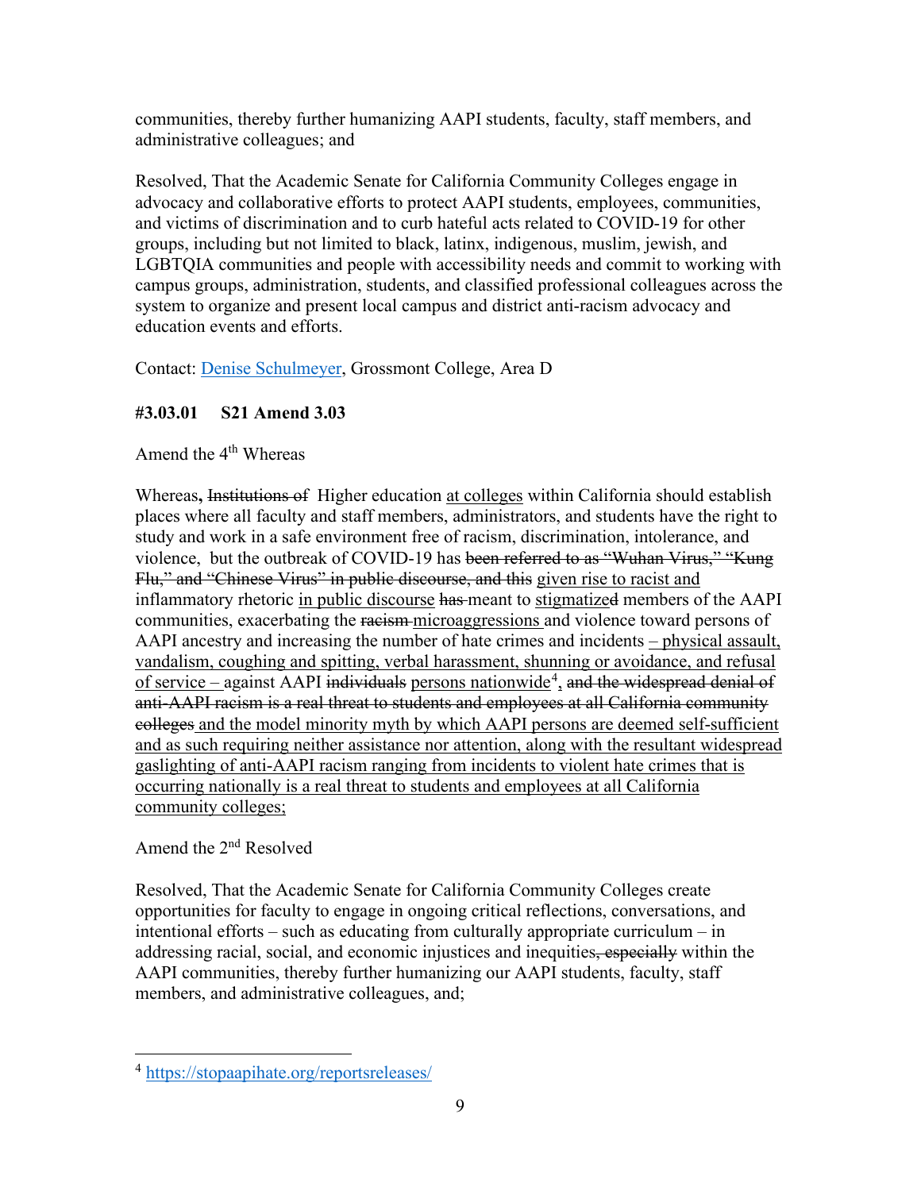communities, thereby further humanizing AAPI students, faculty, staff members, and administrative colleagues; and

Resolved, That the Academic Senate for California Community Colleges engage in advocacy and collaborative efforts to protect AAPI students, employees, communities, and victims of discrimination and to curb hateful acts related to COVID-19 for other groups, including but not limited to black, latinx, indigenous, muslim, jewish, and LGBTQIA communities and people with accessibility needs and commit to working with campus groups, administration, students, and classified professional colleagues across the system to organize and present local campus and district anti-racism advocacy and education events and efforts.

Contact: Denise Schulmeyer, Grossmont College, Area D

**#3.03.01 S21 Amend 3.03**

Amend the 4th Whereas

Whereas, ~~Institutions of~~ Higher education <u>at colleges</u> within California should establish places where all faculty and staff members, administrators, and students have the right to study and work in a safe environment free of racism, discrimination, intolerance, and violence, but the outbreak of COVID-19 has ~~been referred to as "Wuhan Virus," "Kung Flu," and "Chinese Virus" in public discourse, and this~~ <u>given rise to racist and</u> inflammatory rhetoric <u>in public discourse</u> ~~has~~ meant to <u>stigmatize</u>~~d~~ members of the AAPI communities, exacerbating the ~~racism~~ <u>microaggressions</u> and violence toward persons of AAPI ancestry and increasing the number of hate crimes and incidents <u>– physical assault, vandalism, coughing and spitting, verbal harassment, shunning or avoidance, and refusal of service –</u> against AAPI ~~individuals~~ <u>persons nationwide</u>[4]<u>,</u> ~~and the widespread denial of anti-AAPI racism is a real threat to students and employees at all California community colleges~~ <u>and the model minority myth by which AAPI persons are deemed self-sufficient and as such requiring neither assistance nor attention, along with the resultant widespread gaslighting of anti-AAPI racism ranging from incidents to violent hate crimes that is occurring nationally is a real threat to students and employees at all California community colleges;</u>

Amend the 2nd Resolved

Resolved, That the Academic Senate for California Community Colleges create opportunities for faculty to engage in ongoing critical reflections, conversations, and intentional efforts – such as educating from culturally appropriate curriculum – in addressing racial, social, and economic injustices and inequities~~, especially~~ within the AAPI communities, thereby further humanizing our AAPI students, faculty, staff members, and administrative colleagues, and;

[4] https://stopaapihate.org/reportsreleases/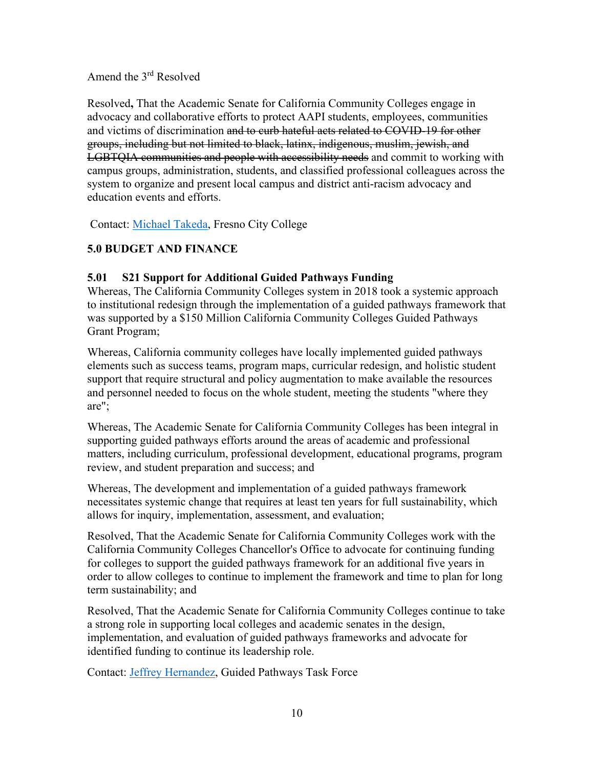Amend the 3rd Resolved

Resolved**,** That the Academic Senate for California Community Colleges engage in advocacy and collaborative efforts to protect AAPI students, employees, communities and victims of discrimination ~~and to curb hateful acts related to COVID-19 for other groups, including but not limited to black, latinx, indigenous, muslim, jewish, and LGBTQIA communities and people with accessibility needs~~ and commit to working with campus groups, administration, students, and classified professional colleagues across the system to organize and present local campus and district anti-racism advocacy and education events and efforts.

Contact: [Michael Takeda](), Fresno City College

## 5.0 BUDGET AND FINANCE

### 5.01 S21 Support for Additional Guided Pathways Funding

Whereas, The California Community Colleges system in 2018 took a systemic approach to institutional redesign through the implementation of a guided pathways framework that was supported by a $150 Million California Community Colleges Guided Pathways Grant Program;

Whereas, California community colleges have locally implemented guided pathways elements such as success teams, program maps, curricular redesign, and holistic student support that require structural and policy augmentation to make available the resources and personnel needed to focus on the whole student, meeting the students "where they are";

Whereas, The Academic Senate for California Community Colleges has been integral in supporting guided pathways efforts around the areas of academic and professional matters, including curriculum, professional development, educational programs, program review, and student preparation and success; and

Whereas, The development and implementation of a guided pathways framework necessitates systemic change that requires at least ten years for full sustainability, which allows for inquiry, implementation, assessment, and evaluation;

Resolved, That the Academic Senate for California Community Colleges work with the California Community Colleges Chancellor's Office to advocate for continuing funding for colleges to support the guided pathways framework for an additional five years in order to allow colleges to continue to implement the framework and time to plan for long term sustainability; and

Resolved, That the Academic Senate for California Community Colleges continue to take a strong role in supporting local colleges and academic senates in the design, implementation, and evaluation of guided pathways frameworks and advocate for identified funding to continue its leadership role.

Contact: [Jeffrey Hernandez](), Guided Pathways Task Force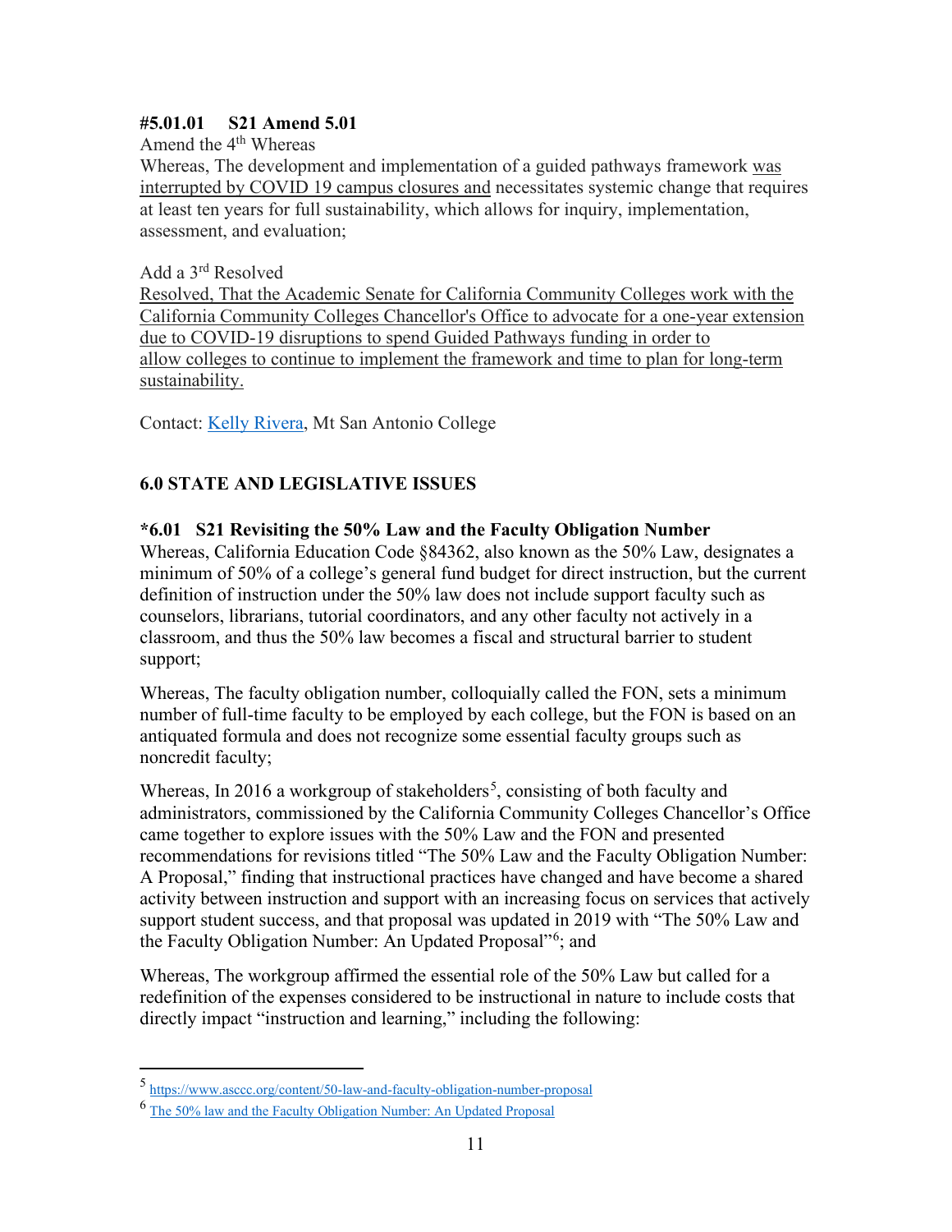**#5.01.01 S21 Amend 5.01**

Amend the 4th Whereas

Whereas, The development and implementation of a guided pathways framework <u>was interrupted by COVID 19 campus closures and</u> necessitates systemic change that requires at least ten years for full sustainability, which allows for inquiry, implementation, assessment, and evaluation;

Add a 3rd Resolved

<u>Resolved, That the Academic Senate for California Community Colleges work with the California Community Colleges Chancellor's Office to advocate for a one-year extension due to COVID-19 disruptions to spend Guided Pathways funding in order to allow colleges to continue to implement the framework and time to plan for long-term sustainability.</u>

Contact: [Kelly Rivera](), Mt San Antonio College

## 6.0 STATE AND LEGISLATIVE ISSUES

**\*6.01 S21 Revisiting the 50% Law and the Faculty Obligation Number**

Whereas, California Education Code §84362, also known as the 50% Law, designates a minimum of 50% of a college's general fund budget for direct instruction, but the current definition of instruction under the 50% law does not include support faculty such as counselors, librarians, tutorial coordinators, and any other faculty not actively in a classroom, and thus the 50% law becomes a fiscal and structural barrier to student support;

Whereas, The faculty obligation number, colloquially called the FON, sets a minimum number of full-time faculty to be employed by each college, but the FON is based on an antiquated formula and does not recognize some essential faculty groups such as noncredit faculty;

Whereas, In 2016 a workgroup of stakeholders[5], consisting of both faculty and administrators, commissioned by the California Community Colleges Chancellor's Office came together to explore issues with the 50% Law and the FON and presented recommendations for revisions titled "The 50% Law and the Faculty Obligation Number: A Proposal," finding that instructional practices have changed and have become a shared activity between instruction and support with an increasing focus on services that actively support student success, and that proposal was updated in 2019 with "The 50% Law and the Faculty Obligation Number: An Updated Proposal"[6]; and

Whereas, The workgroup affirmed the essential role of the 50% Law but called for a redefinition of the expenses considered to be instructional in nature to include costs that directly impact "instruction and learning," including the following:

---

[5] https://www.asccc.org/content/50-law-and-faculty-obligation-number-proposal

[6] [The 50% law and the Faculty Obligation Number: An Updated Proposal]()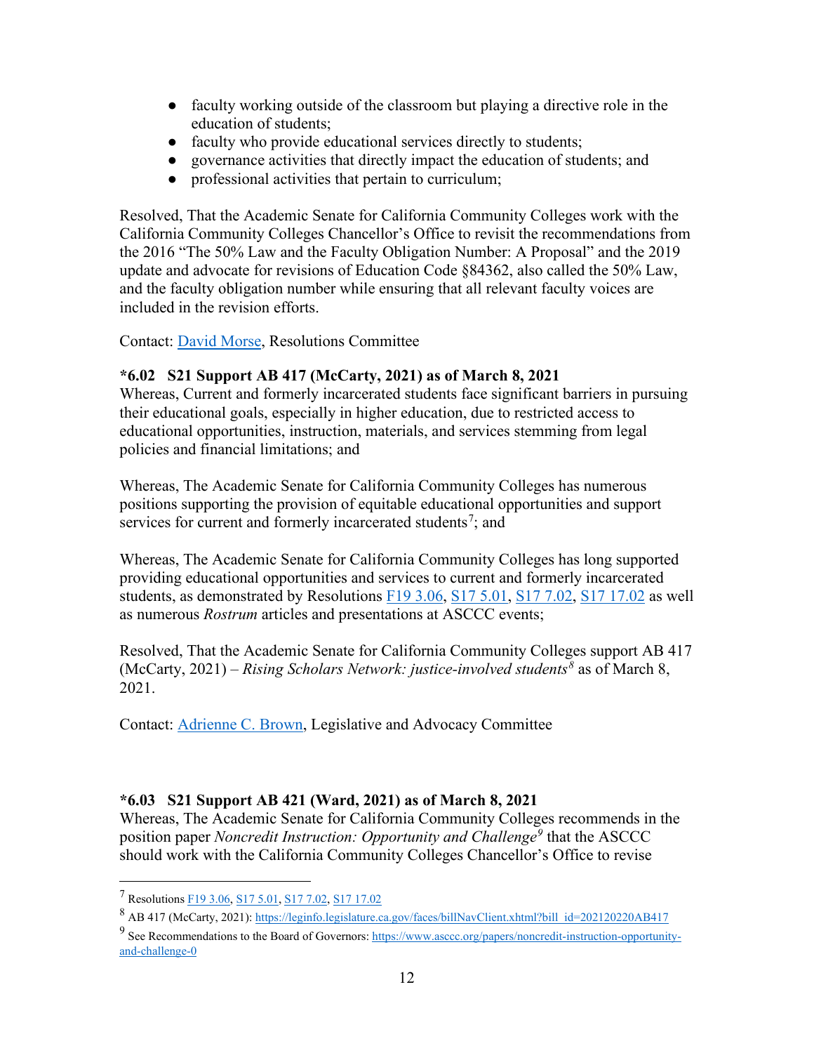- faculty working outside of the classroom but playing a directive role in the education of students;
- faculty who provide educational services directly to students;
- governance activities that directly impact the education of students; and
- professional activities that pertain to curriculum;

Resolved, That the Academic Senate for California Community Colleges work with the California Community Colleges Chancellor's Office to revisit the recommendations from the 2016 "The 50% Law and the Faculty Obligation Number: A Proposal" and the 2019 update and advocate for revisions of Education Code §84362, also called the 50% Law, and the faculty obligation number while ensuring that all relevant faculty voices are included in the revision efforts.

Contact: David Morse, Resolutions Committee

**\*6.02 S21 Support AB 417 (McCarty, 2021) as of March 8, 2021**

Whereas, Current and formerly incarcerated students face significant barriers in pursuing their educational goals, especially in higher education, due to restricted access to educational opportunities, instruction, materials, and services stemming from legal policies and financial limitations; and

Whereas, The Academic Senate for California Community Colleges has numerous positions supporting the provision of equitable educational opportunities and support services for current and formerly incarcerated students[7]; and

Whereas, The Academic Senate for California Community Colleges has long supported providing educational opportunities and services to current and formerly incarcerated students, as demonstrated by Resolutions F19 3.06, S17 5.01, S17 7.02, S17 17.02 as well as numerous *Rostrum* articles and presentations at ASCCC events;

Resolved, That the Academic Senate for California Community Colleges support AB 417 (McCarty, 2021) – *Rising Scholars Network: justice-involved students*[8] as of March 8, 2021.

Contact: Adrienne C. Brown, Legislative and Advocacy Committee

**\*6.03 S21 Support AB 421 (Ward, 2021) as of March 8, 2021**

Whereas, The Academic Senate for California Community Colleges recommends in the position paper *Noncredit Instruction: Opportunity and Challenge*[9] that the ASCCC should work with the California Community Colleges Chancellor's Office to revise

---

[7] Resolutions F19 3.06, S17 5.01, S17 7.02, S17 17.02

[8] AB 417 (McCarty, 2021): https://leginfo.legislature.ca.gov/faces/billNavClient.xhtml?bill_id=202120220AB417

[9] See Recommendations to the Board of Governors: https://www.asccc.org/papers/noncredit-instruction-opportunity-and-challenge-0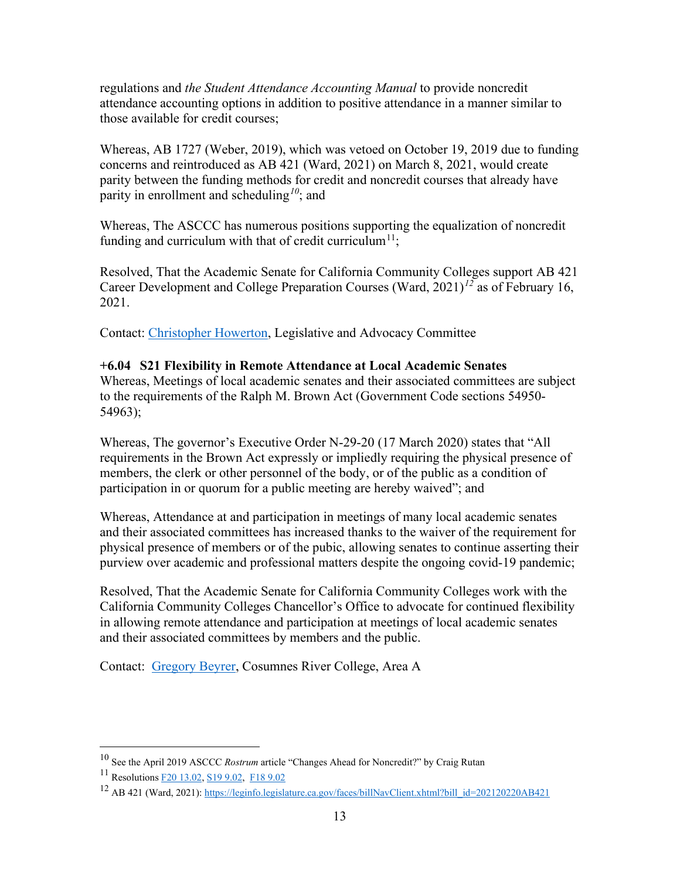regulations and *the Student Attendance Accounting Manual* to provide noncredit attendance accounting options in addition to positive attendance in a manner similar to those available for credit courses;

Whereas, AB 1727 (Weber, 2019), which was vetoed on October 19, 2019 due to funding concerns and reintroduced as AB 421 (Ward, 2021) on March 8, 2021, would create parity between the funding methods for credit and noncredit courses that already have parity in enrollment and scheduling[10]; and

Whereas, The ASCCC has numerous positions supporting the equalization of noncredit funding and curriculum with that of credit curriculum[11];

Resolved, That the Academic Senate for California Community Colleges support AB 421 Career Development and College Preparation Courses (Ward, 2021)[12] as of February 16, 2021.

Contact: Christopher Howerton, Legislative and Advocacy Committee

**+6.04 S21 Flexibility in Remote Attendance at Local Academic Senates**

Whereas, Meetings of local academic senates and their associated committees are subject to the requirements of the Ralph M. Brown Act (Government Code sections 54950-54963);

Whereas, The governor's Executive Order N-29-20 (17 March 2020) states that "All requirements in the Brown Act expressly or impliedly requiring the physical presence of members, the clerk or other personnel of the body, or of the public as a condition of participation in or quorum for a public meeting are hereby waived"; and

Whereas, Attendance at and participation in meetings of many local academic senates and their associated committees has increased thanks to the waiver of the requirement for physical presence of members or of the pubic, allowing senates to continue asserting their purview over academic and professional matters despite the ongoing covid-19 pandemic;

Resolved, That the Academic Senate for California Community Colleges work with the California Community Colleges Chancellor's Office to advocate for continued flexibility in allowing remote attendance and participation at meetings of local academic senates and their associated committees by members and the public.

Contact: Gregory Beyrer, Cosumnes River College, Area A

---

[10] See the April 2019 ASCCC *Rostrum* article "Changes Ahead for Noncredit?" by Craig Rutan

[11] Resolutions F20 13.02, S19 9.02, F18 9.02

[12] AB 421 (Ward, 2021): https://leginfo.legislature.ca.gov/faces/billNavClient.xhtml?bill_id=202120220AB421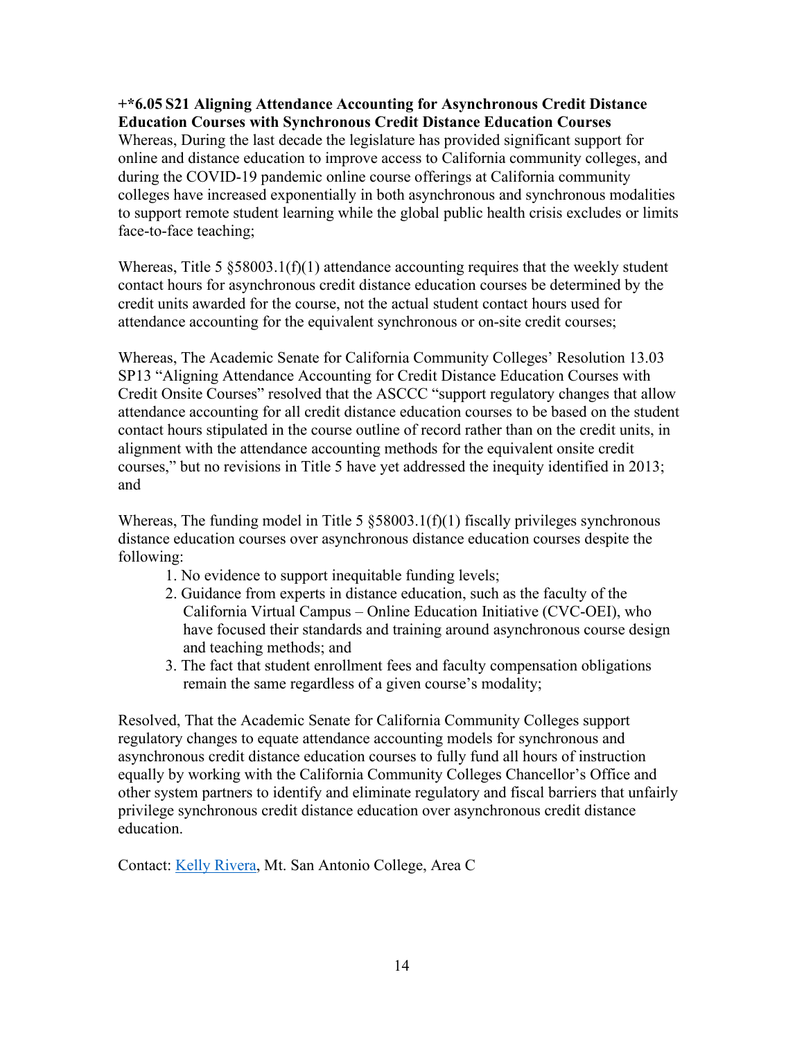**+*6.05 S21 Aligning Attendance Accounting for Asynchronous Credit Distance Education Courses with Synchronous Credit Distance Education Courses**

Whereas, During the last decade the legislature has provided significant support for online and distance education to improve access to California community colleges, and during the COVID-19 pandemic online course offerings at California community colleges have increased exponentially in both asynchronous and synchronous modalities to support remote student learning while the global public health crisis excludes or limits face-to-face teaching;

Whereas, Title 5 §58003.1(f)(1) attendance accounting requires that the weekly student contact hours for asynchronous credit distance education courses be determined by the credit units awarded for the course, not the actual student contact hours used for attendance accounting for the equivalent synchronous or on-site credit courses;

Whereas, The Academic Senate for California Community Colleges' Resolution 13.03 SP13 "Aligning Attendance Accounting for Credit Distance Education Courses with Credit Onsite Courses" resolved that the ASCCC "support regulatory changes that allow attendance accounting for all credit distance education courses to be based on the student contact hours stipulated in the course outline of record rather than on the credit units, in alignment with the attendance accounting methods for the equivalent onsite credit courses," but no revisions in Title 5 have yet addressed the inequity identified in 2013; and

Whereas, The funding model in Title 5 §58003.1(f)(1) fiscally privileges synchronous distance education courses over asynchronous distance education courses despite the following:

1. No evidence to support inequitable funding levels;
2. Guidance from experts in distance education, such as the faculty of the California Virtual Campus – Online Education Initiative (CVC-OEI), who have focused their standards and training around asynchronous course design and teaching methods; and
3. The fact that student enrollment fees and faculty compensation obligations remain the same regardless of a given course's modality;

Resolved, That the Academic Senate for California Community Colleges support regulatory changes to equate attendance accounting models for synchronous and asynchronous credit distance education courses to fully fund all hours of instruction equally by working with the California Community Colleges Chancellor's Office and other system partners to identify and eliminate regulatory and fiscal barriers that unfairly privilege synchronous credit distance education over asynchronous credit distance education.

Contact: Kelly Rivera, Mt. San Antonio College, Area C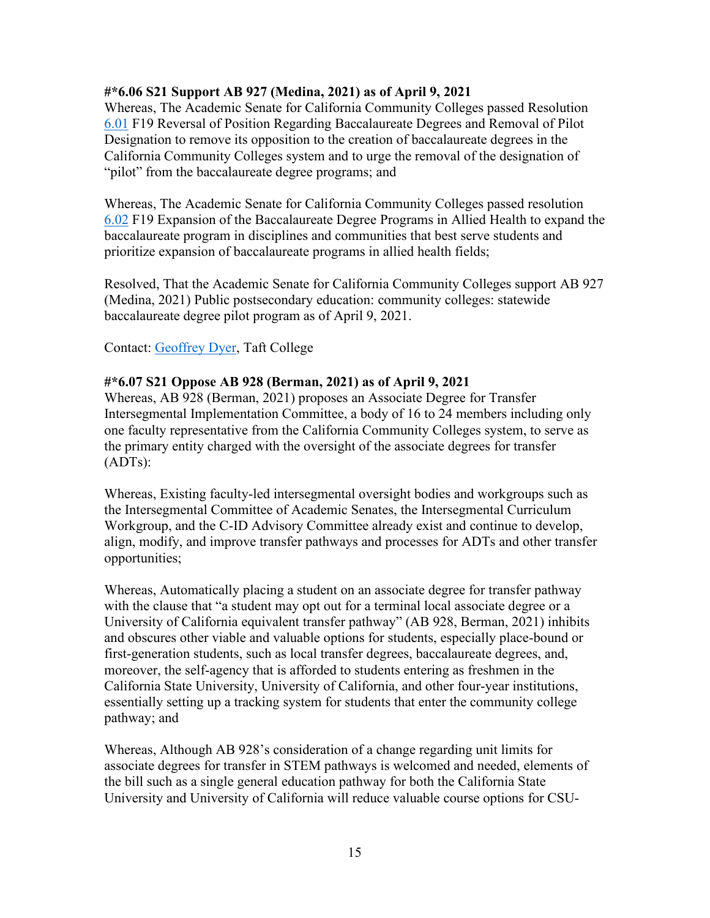**#*6.06 S21 Support AB 927 (Medina, 2021) as of April 9, 2021**

Whereas, The Academic Senate for California Community Colleges passed Resolution 6.01 F19 Reversal of Position Regarding Baccalaureate Degrees and Removal of Pilot Designation to remove its opposition to the creation of baccalaureate degrees in the California Community Colleges system and to urge the removal of the designation of "pilot" from the baccalaureate degree programs; and

Whereas, The Academic Senate for California Community Colleges passed resolution 6.02 F19 Expansion of the Baccalaureate Degree Programs in Allied Health to expand the baccalaureate program in disciplines and communities that best serve students and prioritize expansion of baccalaureate programs in allied health fields;

Resolved, That the Academic Senate for California Community Colleges support AB 927 (Medina, 2021) Public postsecondary education: community colleges: statewide baccalaureate degree pilot program as of April 9, 2021.

Contact: Geoffrey Dyer, Taft College

**#*6.07 S21 Oppose AB 928 (Berman, 2021) as of April 9, 2021**

Whereas, AB 928 (Berman, 2021) proposes an Associate Degree for Transfer Intersegmental Implementation Committee, a body of 16 to 24 members including only one faculty representative from the California Community Colleges system, to serve as the primary entity charged with the oversight of the associate degrees for transfer (ADTs):

Whereas, Existing faculty-led intersegmental oversight bodies and workgroups such as the Intersegmental Committee of Academic Senates, the Intersegmental Curriculum Workgroup, and the C-ID Advisory Committee already exist and continue to develop, align, modify, and improve transfer pathways and processes for ADTs and other transfer opportunities;

Whereas, Automatically placing a student on an associate degree for transfer pathway with the clause that "a student may opt out for a terminal local associate degree or a University of California equivalent transfer pathway" (AB 928, Berman, 2021) inhibits and obscures other viable and valuable options for students, especially place-bound or first-generation students, such as local transfer degrees, baccalaureate degrees, and, moreover, the self-agency that is afforded to students entering as freshmen in the California State University, University of California, and other four-year institutions, essentially setting up a tracking system for students that enter the community college pathway; and

Whereas, Although AB 928's consideration of a change regarding unit limits for associate degrees for transfer in STEM pathways is welcomed and needed, elements of the bill such as a single general education pathway for both the California State University and University of California will reduce valuable course options for CSU-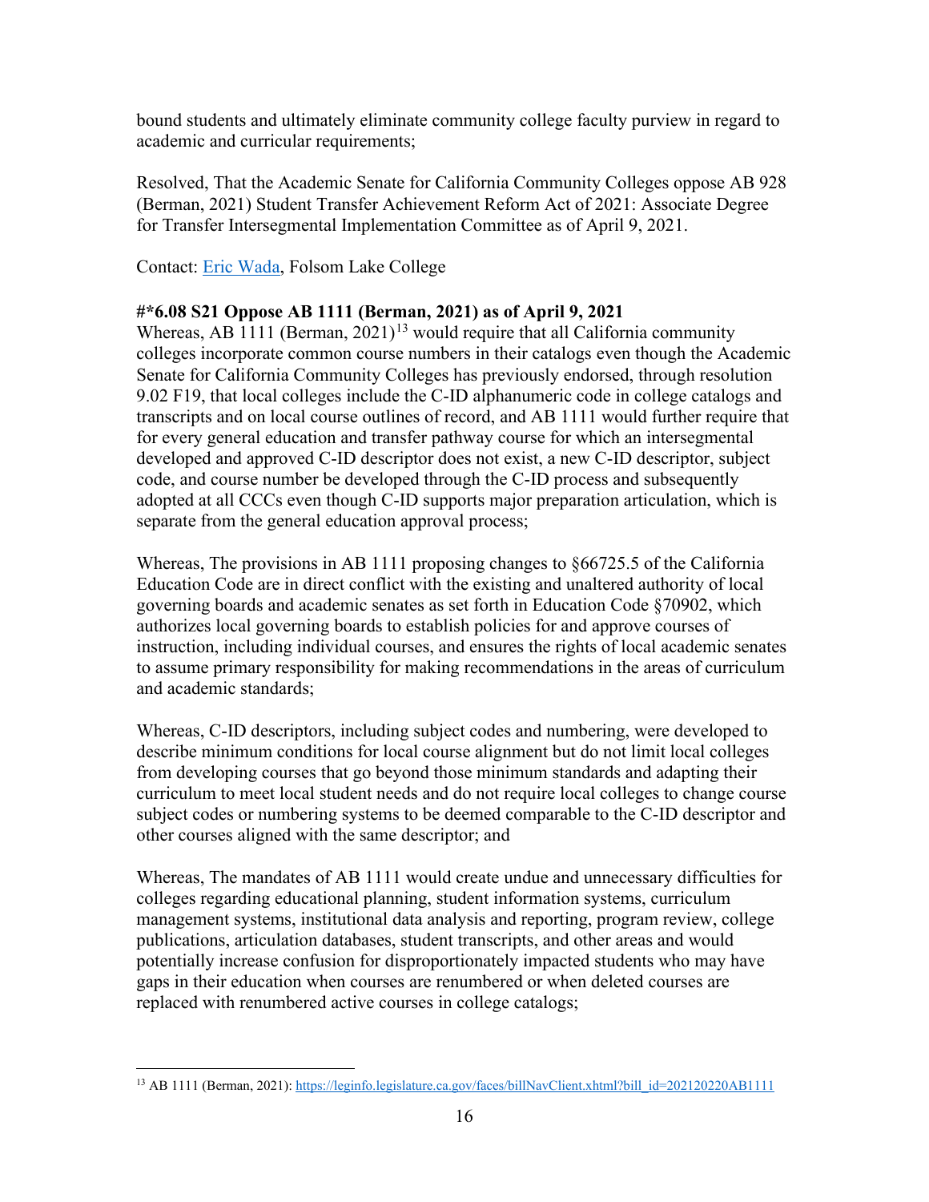bound students and ultimately eliminate community college faculty purview in regard to academic and curricular requirements;

Resolved, That the Academic Senate for California Community Colleges oppose AB 928 (Berman, 2021) Student Transfer Achievement Reform Act of 2021: Associate Degree for Transfer Intersegmental Implementation Committee as of April 9, 2021.

Contact: [Eric Wada](), Folsom Lake College

**#*6.08 S21 Oppose AB 1111 (Berman, 2021) as of April 9, 2021**

Whereas, AB 1111 (Berman, 2021)[13] would require that all California community colleges incorporate common course numbers in their catalogs even though the Academic Senate for California Community Colleges has previously endorsed, through resolution 9.02 F19, that local colleges include the C-ID alphanumeric code in college catalogs and transcripts and on local course outlines of record, and AB 1111 would further require that for every general education and transfer pathway course for which an intersegmental developed and approved C-ID descriptor does not exist, a new C-ID descriptor, subject code, and course number be developed through the C-ID process and subsequently adopted at all CCCs even though C-ID supports major preparation articulation, which is separate from the general education approval process;

Whereas, The provisions in AB 1111 proposing changes to §66725.5 of the California Education Code are in direct conflict with the existing and unaltered authority of local governing boards and academic senates as set forth in Education Code §70902, which authorizes local governing boards to establish policies for and approve courses of instruction, including individual courses, and ensures the rights of local academic senates to assume primary responsibility for making recommendations in the areas of curriculum and academic standards;

Whereas, C-ID descriptors, including subject codes and numbering, were developed to describe minimum conditions for local course alignment but do not limit local colleges from developing courses that go beyond those minimum standards and adapting their curriculum to meet local student needs and do not require local colleges to change course subject codes or numbering systems to be deemed comparable to the C-ID descriptor and other courses aligned with the same descriptor; and

Whereas, The mandates of AB 1111 would create undue and unnecessary difficulties for colleges regarding educational planning, student information systems, curriculum management systems, institutional data analysis and reporting, program review, college publications, articulation databases, student transcripts, and other areas and would potentially increase confusion for disproportionately impacted students who may have gaps in their education when courses are renumbered or when deleted courses are replaced with renumbered active courses in college catalogs;

---

[13] AB 1111 (Berman, 2021): https://leginfo.legislature.ca.gov/faces/billNavClient.xhtml?bill_id=202120220AB1111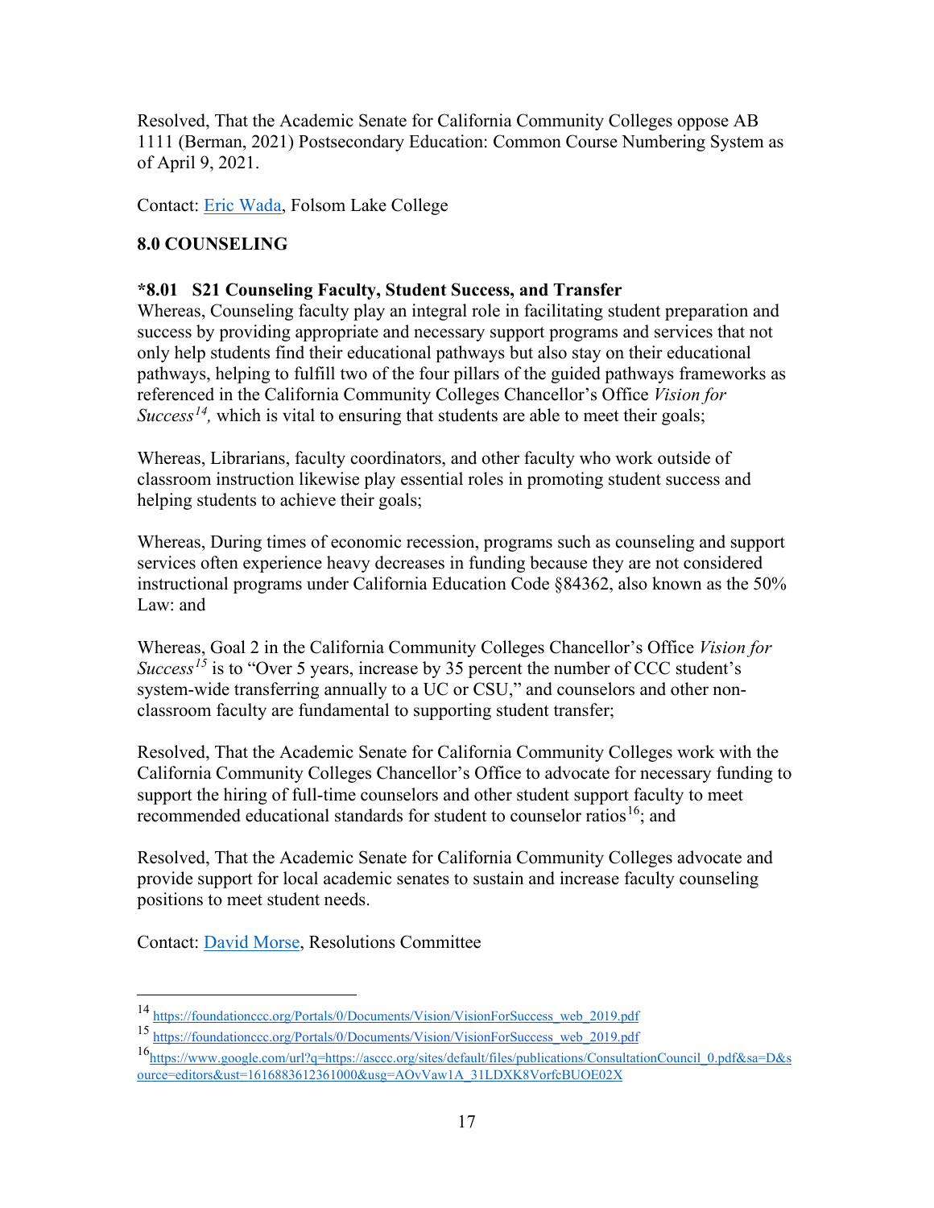Resolved, That the Academic Senate for California Community Colleges oppose AB 1111 (Berman, 2021) Postsecondary Education: Common Course Numbering System as of April 9, 2021.

Contact: [Eric Wada](), Folsom Lake College

## 8.0 COUNSELING

### *8.01 S21 Counseling Faculty, Student Success, and Transfer

Whereas, Counseling faculty play an integral role in facilitating student preparation and success by providing appropriate and necessary support programs and services that not only help students find their educational pathways but also stay on their educational pathways, helping to fulfill two of the four pillars of the guided pathways frameworks as referenced in the California Community Colleges Chancellor's Office *Vision for Success*[14], which is vital to ensuring that students are able to meet their goals;

Whereas, Librarians, faculty coordinators, and other faculty who work outside of classroom instruction likewise play essential roles in promoting student success and helping students to achieve their goals;

Whereas, During times of economic recession, programs such as counseling and support services often experience heavy decreases in funding because they are not considered instructional programs under California Education Code §84362, also known as the 50% Law: and

Whereas, Goal 2 in the California Community Colleges Chancellor's Office *Vision for Success*[15] is to "Over 5 years, increase by 35 percent the number of CCC student's system-wide transferring annually to a UC or CSU," and counselors and other non-classroom faculty are fundamental to supporting student transfer;

Resolved, That the Academic Senate for California Community Colleges work with the California Community Colleges Chancellor's Office to advocate for necessary funding to support the hiring of full-time counselors and other student support faculty to meet recommended educational standards for student to counselor ratios[16]; and

Resolved, That the Academic Senate for California Community Colleges advocate and provide support for local academic senates to sustain and increase faculty counseling positions to meet student needs.

Contact: [David Morse](), Resolutions Committee

---

[14] https://foundationccc.org/Portals/0/Documents/Vision/VisionForSuccess_web_2019.pdf

[15] https://foundationccc.org/Portals/0/Documents/Vision/VisionForSuccess_web_2019.pdf

[16] https://www.google.com/url?q=https://asccc.org/sites/default/files/publications/ConsultationCouncil_0.pdf&sa=D&source=editors&ust=1616883612361000&usg=AOvVaw1A_31LDXK8VorfcBUOE02X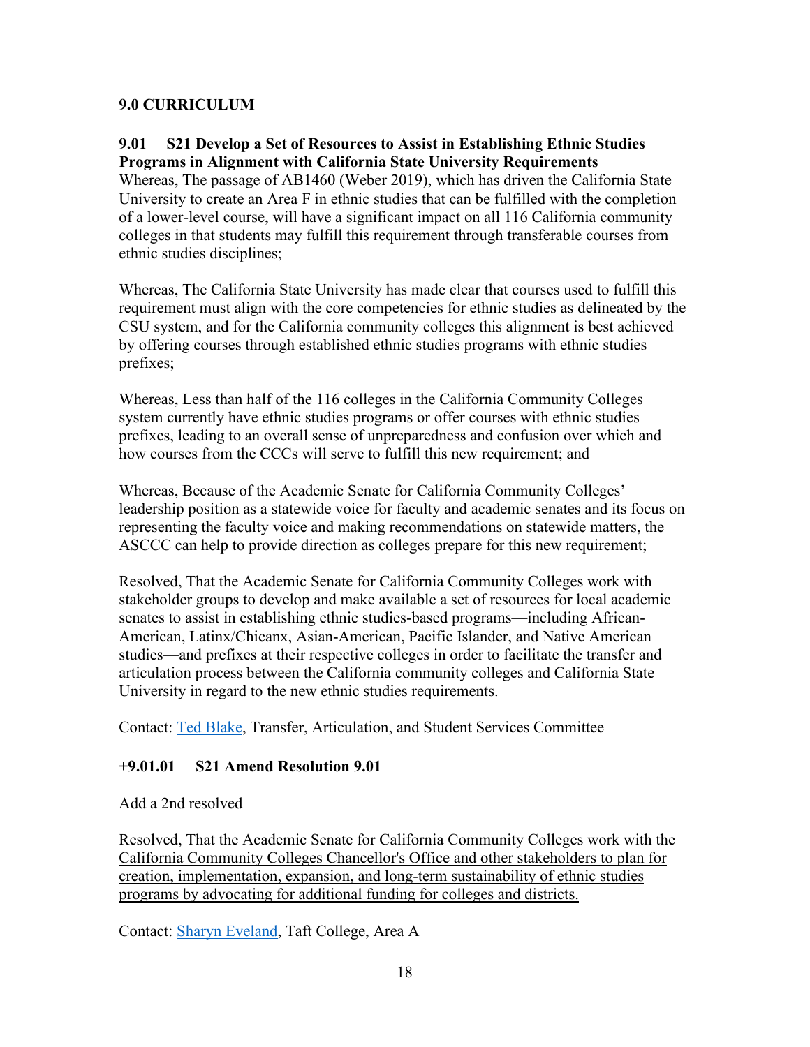## 9.0 CURRICULUM

### 9.01 S21 Develop a Set of Resources to Assist in Establishing Ethnic Studies Programs in Alignment with California State University Requirements

Whereas, The passage of AB1460 (Weber 2019), which has driven the California State University to create an Area F in ethnic studies that can be fulfilled with the completion of a lower-level course, will have a significant impact on all 116 California community colleges in that students may fulfill this requirement through transferable courses from ethnic studies disciplines;

Whereas, The California State University has made clear that courses used to fulfill this requirement must align with the core competencies for ethnic studies as delineated by the CSU system, and for the California community colleges this alignment is best achieved by offering courses through established ethnic studies programs with ethnic studies prefixes;

Whereas, Less than half of the 116 colleges in the California Community Colleges system currently have ethnic studies programs or offer courses with ethnic studies prefixes, leading to an overall sense of unpreparedness and confusion over which and how courses from the CCCs will serve to fulfill this new requirement; and

Whereas, Because of the Academic Senate for California Community Colleges' leadership position as a statewide voice for faculty and academic senates and its focus on representing the faculty voice and making recommendations on statewide matters, the ASCCC can help to provide direction as colleges prepare for this new requirement;

Resolved, That the Academic Senate for California Community Colleges work with stakeholder groups to develop and make available a set of resources for local academic senates to assist in establishing ethnic studies-based programs—including African-American, Latinx/Chicanx, Asian-American, Pacific Islander, and Native American studies—and prefixes at their respective colleges in order to facilitate the transfer and articulation process between the California community colleges and California State University in regard to the new ethnic studies requirements.

Contact: Ted Blake, Transfer, Articulation, and Student Services Committee

### +9.01.01 S21 Amend Resolution 9.01

Add a 2nd resolved

<u>Resolved, That the Academic Senate for California Community Colleges work with the California Community Colleges Chancellor's Office and other stakeholders to plan for creation, implementation, expansion, and long-term sustainability of ethnic studies programs by advocating for additional funding for colleges and districts.</u>

Contact: Sharyn Eveland, Taft College, Area A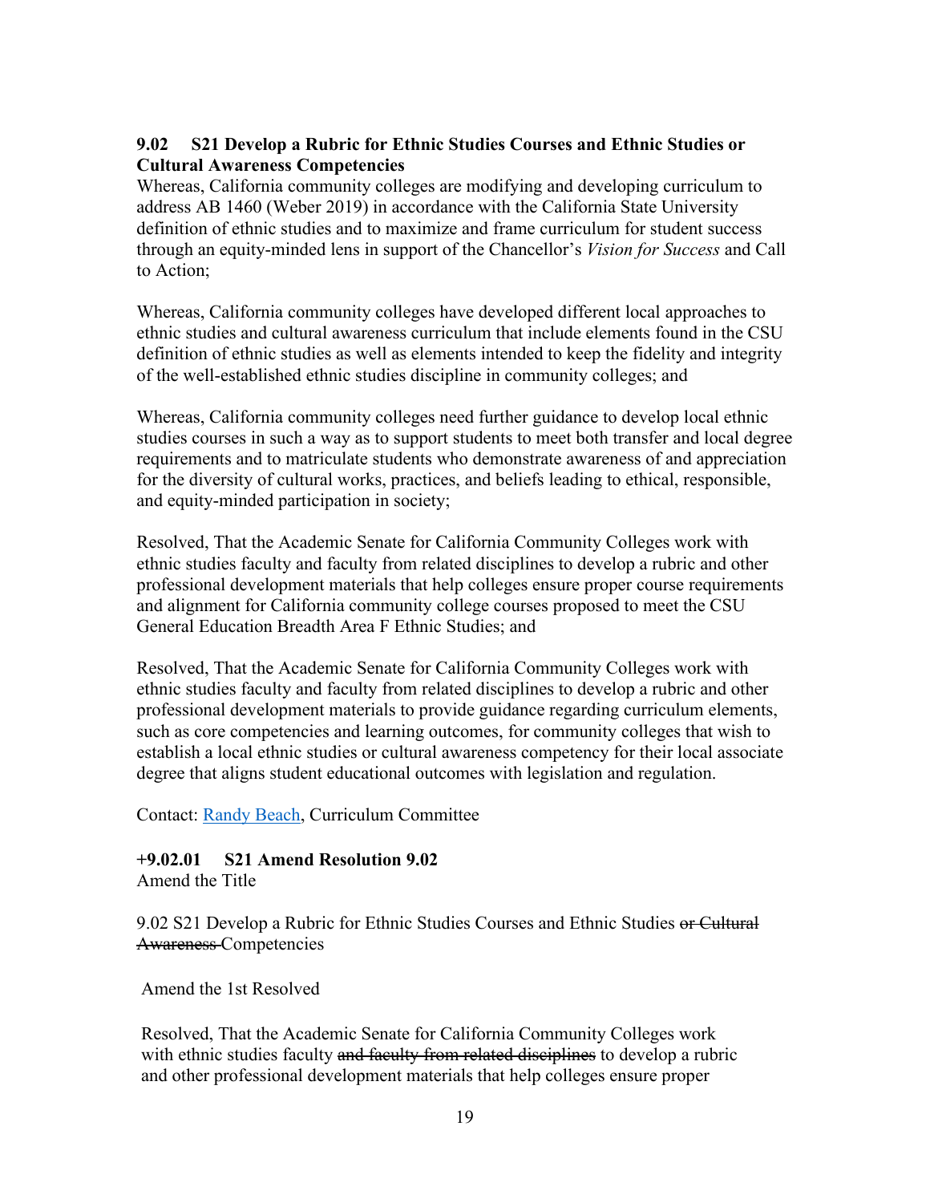**9.02 S21 Develop a Rubric for Ethnic Studies Courses and Ethnic Studies or Cultural Awareness Competencies**

Whereas, California community colleges are modifying and developing curriculum to address AB 1460 (Weber 2019) in accordance with the California State University definition of ethnic studies and to maximize and frame curriculum for student success through an equity-minded lens in support of the Chancellor's *Vision for Success* and Call to Action;

Whereas, California community colleges have developed different local approaches to ethnic studies and cultural awareness curriculum that include elements found in the CSU definition of ethnic studies as well as elements intended to keep the fidelity and integrity of the well-established ethnic studies discipline in community colleges; and

Whereas, California community colleges need further guidance to develop local ethnic studies courses in such a way as to support students to meet both transfer and local degree requirements and to matriculate students who demonstrate awareness of and appreciation for the diversity of cultural works, practices, and beliefs leading to ethical, responsible, and equity-minded participation in society;

Resolved, That the Academic Senate for California Community Colleges work with ethnic studies faculty and faculty from related disciplines to develop a rubric and other professional development materials that help colleges ensure proper course requirements and alignment for California community college courses proposed to meet the CSU General Education Breadth Area F Ethnic Studies; and

Resolved, That the Academic Senate for California Community Colleges work with ethnic studies faculty and faculty from related disciplines to develop a rubric and other professional development materials to provide guidance regarding curriculum elements, such as core competencies and learning outcomes, for community colleges that wish to establish a local ethnic studies or cultural awareness competency for their local associate degree that aligns student educational outcomes with legislation and regulation.

Contact: [Randy Beach](), Curriculum Committee

**+9.02.01 S21 Amend Resolution 9.02**

Amend the Title

9.02 S21 Develop a Rubric for Ethnic Studies Courses and Ethnic Studies ~~or Cultural Awareness~~ Competencies

Amend the 1st Resolved

Resolved, That the Academic Senate for California Community Colleges work with ethnic studies faculty ~~and faculty from related disciplines~~ to develop a rubric and other professional development materials that help colleges ensure proper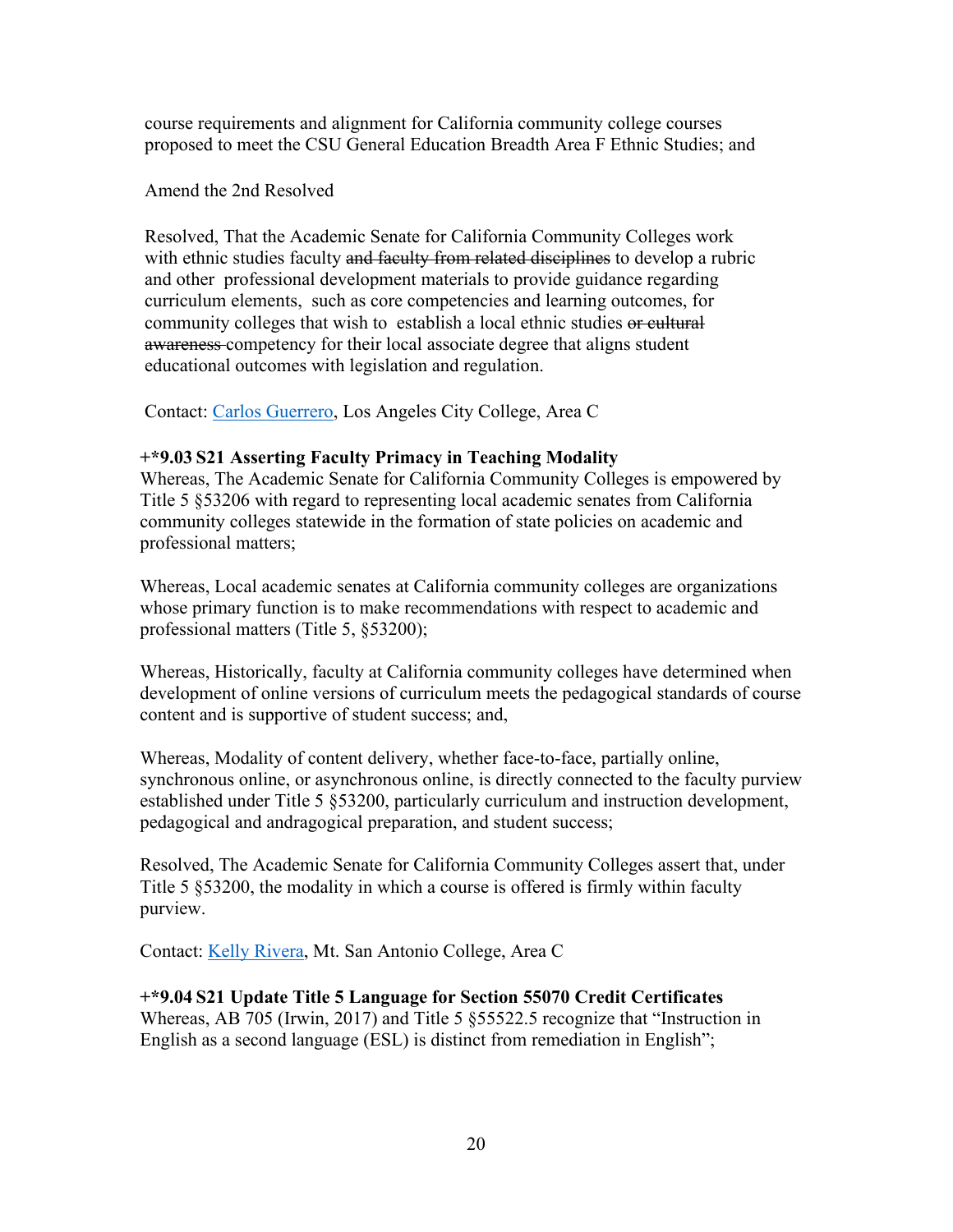course requirements and alignment for California community college courses proposed to meet the CSU General Education Breadth Area F Ethnic Studies; and

Amend the 2nd Resolved

Resolved, That the Academic Senate for California Community Colleges work with ethnic studies faculty ~~and faculty from related disciplines~~ to develop a rubric and other professional development materials to provide guidance regarding curriculum elements, such as core competencies and learning outcomes, for community colleges that wish to establish a local ethnic studies ~~or cultural awareness~~ competency for their local associate degree that aligns student educational outcomes with legislation and regulation.

Contact: [Carlos Guerrero](), Los Angeles City College, Area C

**+*9.03 S21 Asserting Faculty Primacy in Teaching Modality**

Whereas, The Academic Senate for California Community Colleges is empowered by Title 5 §53206 with regard to representing local academic senates from California community colleges statewide in the formation of state policies on academic and professional matters;

Whereas, Local academic senates at California community colleges are organizations whose primary function is to make recommendations with respect to academic and professional matters (Title 5, §53200);

Whereas, Historically, faculty at California community colleges have determined when development of online versions of curriculum meets the pedagogical standards of course content and is supportive of student success; and,

Whereas, Modality of content delivery, whether face-to-face, partially online, synchronous online, or asynchronous online, is directly connected to the faculty purview established under Title 5 §53200, particularly curriculum and instruction development, pedagogical and andragogical preparation, and student success;

Resolved, The Academic Senate for California Community Colleges assert that, under Title 5 §53200, the modality in which a course is offered is firmly within faculty purview.

Contact: [Kelly Rivera](), Mt. San Antonio College, Area C

**+*9.04 S21 Update Title 5 Language for Section 55070 Credit Certificates**

Whereas, AB 705 (Irwin, 2017) and Title 5 §55522.5 recognize that "Instruction in English as a second language (ESL) is distinct from remediation in English";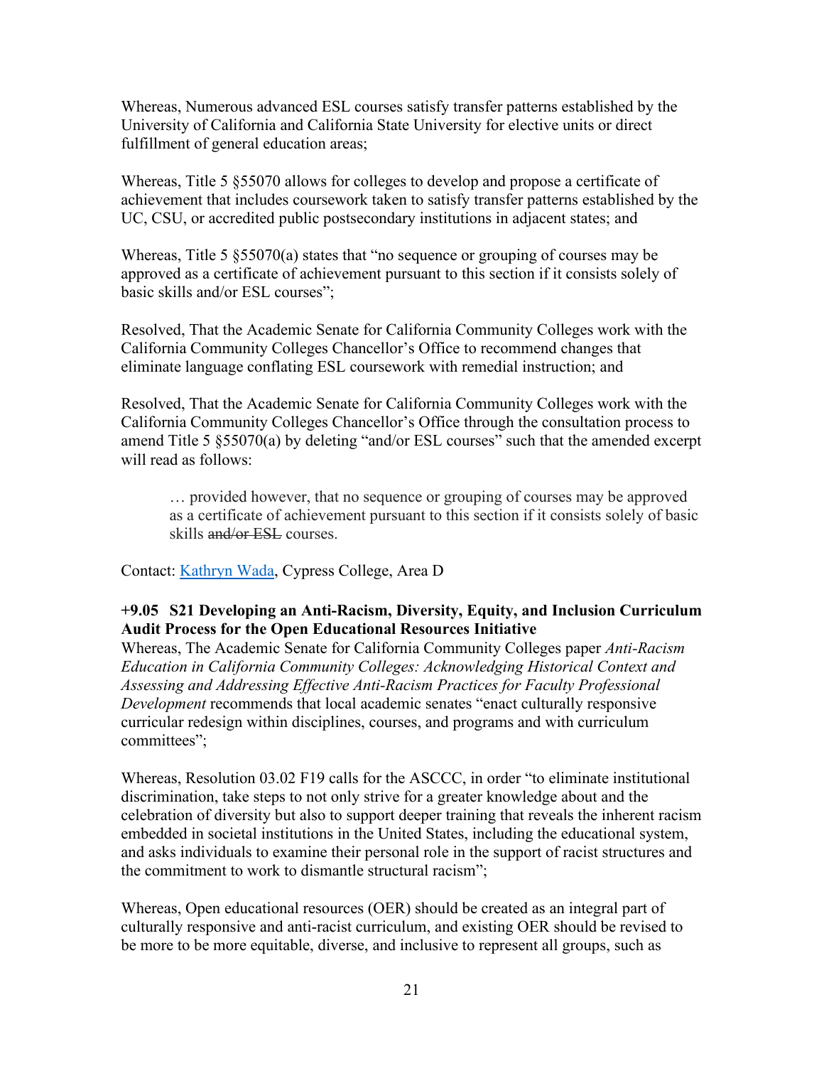Whereas, Numerous advanced ESL courses satisfy transfer patterns established by the University of California and California State University for elective units or direct fulfillment of general education areas;

Whereas, Title 5 §55070 allows for colleges to develop and propose a certificate of achievement that includes coursework taken to satisfy transfer patterns established by the UC, CSU, or accredited public postsecondary institutions in adjacent states; and

Whereas, Title 5 §55070(a) states that "no sequence or grouping of courses may be approved as a certificate of achievement pursuant to this section if it consists solely of basic skills and/or ESL courses";

Resolved, That the Academic Senate for California Community Colleges work with the California Community Colleges Chancellor's Office to recommend changes that eliminate language conflating ESL coursework with remedial instruction; and

Resolved, That the Academic Senate for California Community Colleges work with the California Community Colleges Chancellor's Office through the consultation process to amend Title 5 §55070(a) by deleting "and/or ESL courses" such that the amended excerpt will read as follows:

> … provided however, that no sequence or grouping of courses may be approved as a certificate of achievement pursuant to this section if it consists solely of basic skills ~~and/or ESL~~ courses.

Contact: Kathryn Wada, Cypress College, Area D

**+9.05 S21 Developing an Anti-Racism, Diversity, Equity, and Inclusion Curriculum Audit Process for the Open Educational Resources Initiative**

Whereas, The Academic Senate for California Community Colleges paper *Anti-Racism Education in California Community Colleges: Acknowledging Historical Context and Assessing and Addressing Effective Anti-Racism Practices for Faculty Professional Development* recommends that local academic senates "enact culturally responsive curricular redesign within disciplines, courses, and programs and with curriculum committees";

Whereas, Resolution 03.02 F19 calls for the ASCCC, in order "to eliminate institutional discrimination, take steps to not only strive for a greater knowledge about and the celebration of diversity but also to support deeper training that reveals the inherent racism embedded in societal institutions in the United States, including the educational system, and asks individuals to examine their personal role in the support of racist structures and the commitment to work to dismantle structural racism";

Whereas, Open educational resources (OER) should be created as an integral part of culturally responsive and anti-racist curriculum, and existing OER should be revised to be more to be more equitable, diverse, and inclusive to represent all groups, such as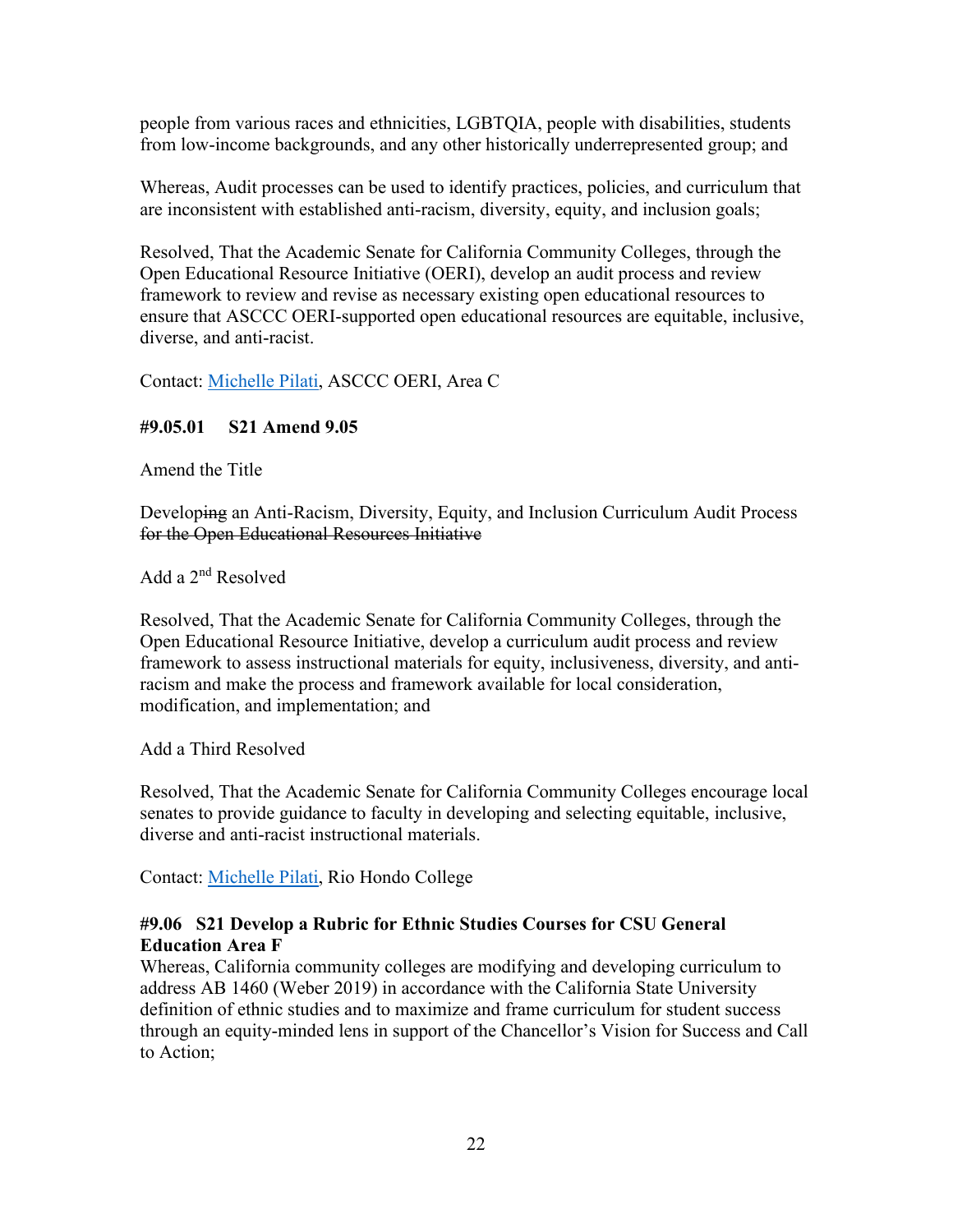people from various races and ethnicities, LGBTQIA, people with disabilities, students from low-income backgrounds, and any other historically underrepresented group; and

Whereas, Audit processes can be used to identify practices, policies, and curriculum that are inconsistent with established anti-racism, diversity, equity, and inclusion goals;

Resolved, That the Academic Senate for California Community Colleges, through the Open Educational Resource Initiative (OERI), develop an audit process and review framework to review and revise as necessary existing open educational resources to ensure that ASCCC OERI-supported open educational resources are equitable, inclusive, diverse, and anti-racist.

Contact: Michelle Pilati, ASCCC OERI, Area C

**#9.05.01 S21 Amend 9.05**

Amend the Title

Develop~~ing~~ an Anti-Racism, Diversity, Equity, and Inclusion Curriculum Audit Process ~~for the Open Educational Resources Initiative~~

Add a 2nd Resolved

Resolved, That the Academic Senate for California Community Colleges, through the Open Educational Resource Initiative, develop a curriculum audit process and review framework to assess instructional materials for equity, inclusiveness, diversity, and anti-racism and make the process and framework available for local consideration, modification, and implementation; and

Add a Third Resolved

Resolved, That the Academic Senate for California Community Colleges encourage local senates to provide guidance to faculty in developing and selecting equitable, inclusive, diverse and anti-racist instructional materials.

Contact: Michelle Pilati, Rio Hondo College

**#9.06 S21 Develop a Rubric for Ethnic Studies Courses for CSU General Education Area F**

Whereas, California community colleges are modifying and developing curriculum to address AB 1460 (Weber 2019) in accordance with the California State University definition of ethnic studies and to maximize and frame curriculum for student success through an equity-minded lens in support of the Chancellor's Vision for Success and Call to Action;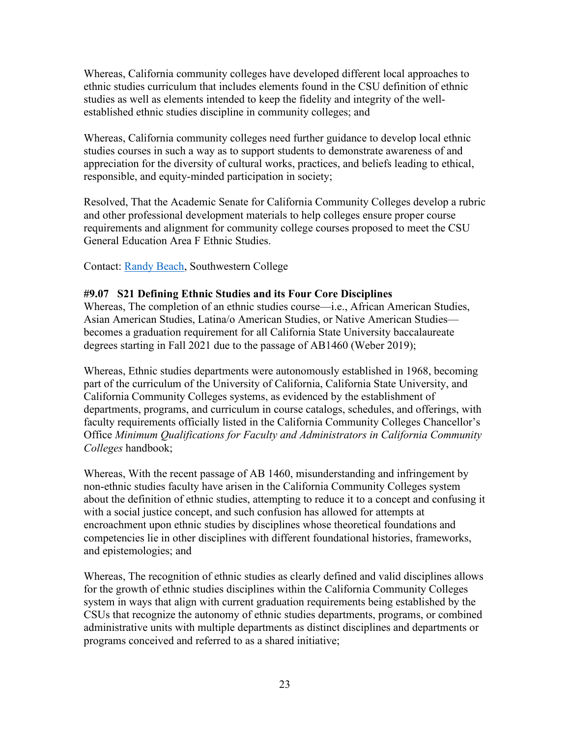Whereas, California community colleges have developed different local approaches to ethnic studies curriculum that includes elements found in the CSU definition of ethnic studies as well as elements intended to keep the fidelity and integrity of the well-established ethnic studies discipline in community colleges; and

Whereas, California community colleges need further guidance to develop local ethnic studies courses in such a way as to support students to demonstrate awareness of and appreciation for the diversity of cultural works, practices, and beliefs leading to ethical, responsible, and equity-minded participation in society;

Resolved, That the Academic Senate for California Community Colleges develop a rubric and other professional development materials to help colleges ensure proper course requirements and alignment for community college courses proposed to meet the CSU General Education Area F Ethnic Studies.

Contact: Randy Beach, Southwestern College

**#9.07 S21 Defining Ethnic Studies and its Four Core Disciplines**

Whereas, The completion of an ethnic studies course—i.e., African American Studies, Asian American Studies, Latina/o American Studies, or Native American Studies—becomes a graduation requirement for all California State University baccalaureate degrees starting in Fall 2021 due to the passage of AB1460 (Weber 2019);

Whereas, Ethnic studies departments were autonomously established in 1968, becoming part of the curriculum of the University of California, California State University, and California Community Colleges systems, as evidenced by the establishment of departments, programs, and curriculum in course catalogs, schedules, and offerings, with faculty requirements officially listed in the California Community Colleges Chancellor's Office *Minimum Qualifications for Faculty and Administrators in California Community Colleges* handbook;

Whereas, With the recent passage of AB 1460, misunderstanding and infringement by non-ethnic studies faculty have arisen in the California Community Colleges system about the definition of ethnic studies, attempting to reduce it to a concept and confusing it with a social justice concept, and such confusion has allowed for attempts at encroachment upon ethnic studies by disciplines whose theoretical foundations and competencies lie in other disciplines with different foundational histories, frameworks, and epistemologies; and

Whereas, The recognition of ethnic studies as clearly defined and valid disciplines allows for the growth of ethnic studies disciplines within the California Community Colleges system in ways that align with current graduation requirements being established by the CSUs that recognize the autonomy of ethnic studies departments, programs, or combined administrative units with multiple departments as distinct disciplines and departments or programs conceived and referred to as a shared initiative;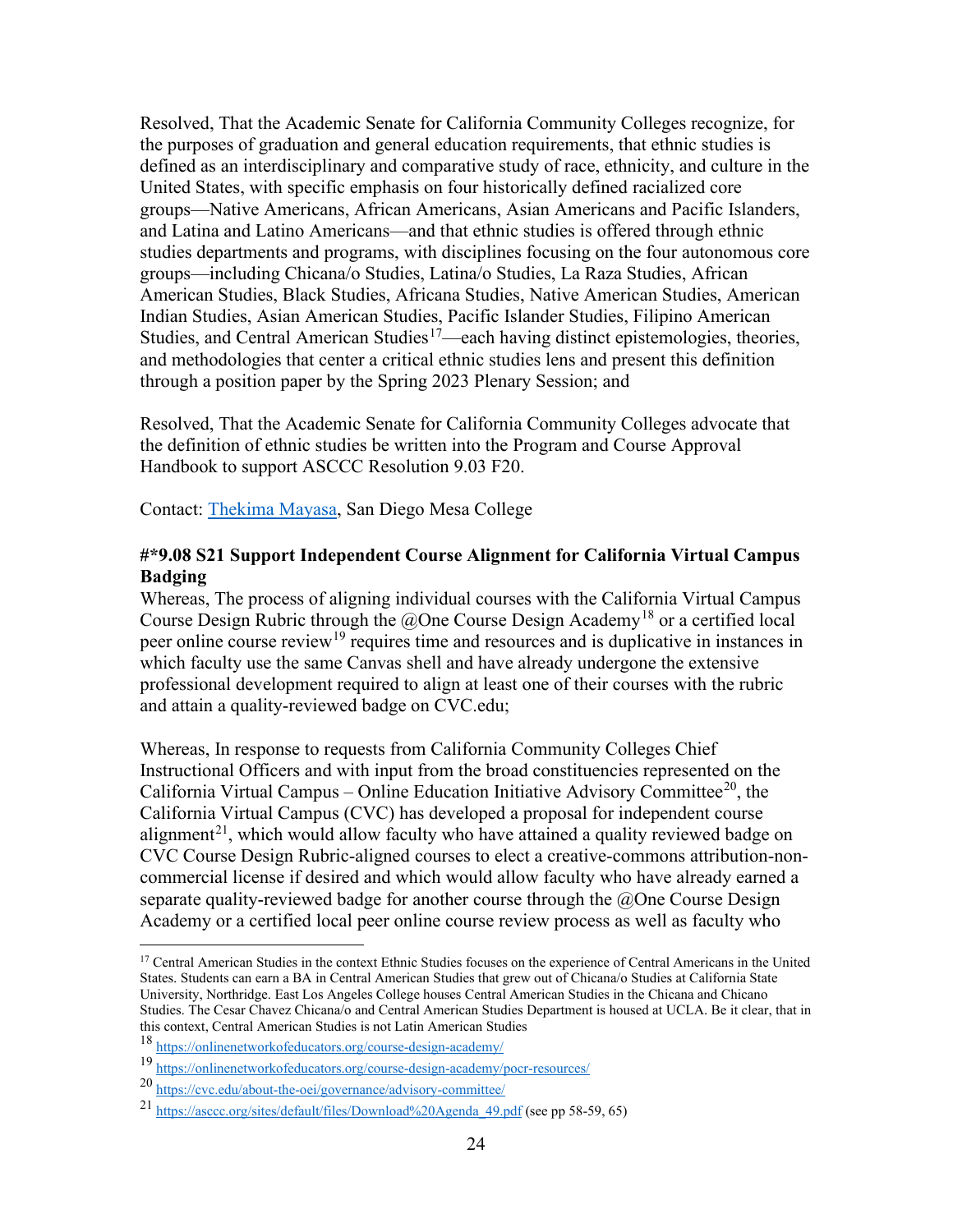Resolved, That the Academic Senate for California Community Colleges recognize, for the purposes of graduation and general education requirements, that ethnic studies is defined as an interdisciplinary and comparative study of race, ethnicity, and culture in the United States, with specific emphasis on four historically defined racialized core groups—Native Americans, African Americans, Asian Americans and Pacific Islanders, and Latina and Latino Americans—and that ethnic studies is offered through ethnic studies departments and programs, with disciplines focusing on the four autonomous core groups—including Chicana/o Studies, Latina/o Studies, La Raza Studies, African American Studies, Black Studies, Africana Studies, Native American Studies, American Indian Studies, Asian American Studies, Pacific Islander Studies, Filipino American Studies, and Central American Studies[17]—each having distinct epistemologies, theories, and methodologies that center a critical ethnic studies lens and present this definition through a position paper by the Spring 2023 Plenary Session; and

Resolved, That the Academic Senate for California Community Colleges advocate that the definition of ethnic studies be written into the Program and Course Approval Handbook to support ASCCC Resolution 9.03 F20.

Contact: [Thekima Mayasa](), San Diego Mesa College

**#*9.08 S21 Support Independent Course Alignment for California Virtual Campus Badging**

Whereas, The process of aligning individual courses with the California Virtual Campus Course Design Rubric through the @One Course Design Academy[18] or a certified local peer online course review[19] requires time and resources and is duplicative in instances in which faculty use the same Canvas shell and have already undergone the extensive professional development required to align at least one of their courses with the rubric and attain a quality-reviewed badge on CVC.edu;

Whereas, In response to requests from California Community Colleges Chief Instructional Officers and with input from the broad constituencies represented on the California Virtual Campus – Online Education Initiative Advisory Committee[20], the California Virtual Campus (CVC) has developed a proposal for independent course alignment[21], which would allow faculty who have attained a quality reviewed badge on CVC Course Design Rubric-aligned courses to elect a creative-commons attribution-non-commercial license if desired and which would allow faculty who have already earned a separate quality-reviewed badge for another course through the @One Course Design Academy or a certified local peer online course review process as well as faculty who

---

[17] Central American Studies in the context Ethnic Studies focuses on the experience of Central Americans in the United States. Students can earn a BA in Central American Studies that grew out of Chicana/o Studies at California State University, Northridge. East Los Angeles College houses Central American Studies in the Chicana and Chicano Studies. The Cesar Chavez Chicana/o and Central American Studies Department is housed at UCLA. Be it clear, that in this context, Central American Studies is not Latin American Studies

[18] https://onlinenetworkofeducators.org/course-design-academy/

[19] https://onlinenetworkofeducators.org/course-design-academy/pocr-resources/

[20] https://cvc.edu/about-the-oei/governance/advisory-committee/

[21] https://asccc.org/sites/default/files/Download%20Agenda_49.pdf (see pp 58-59, 65)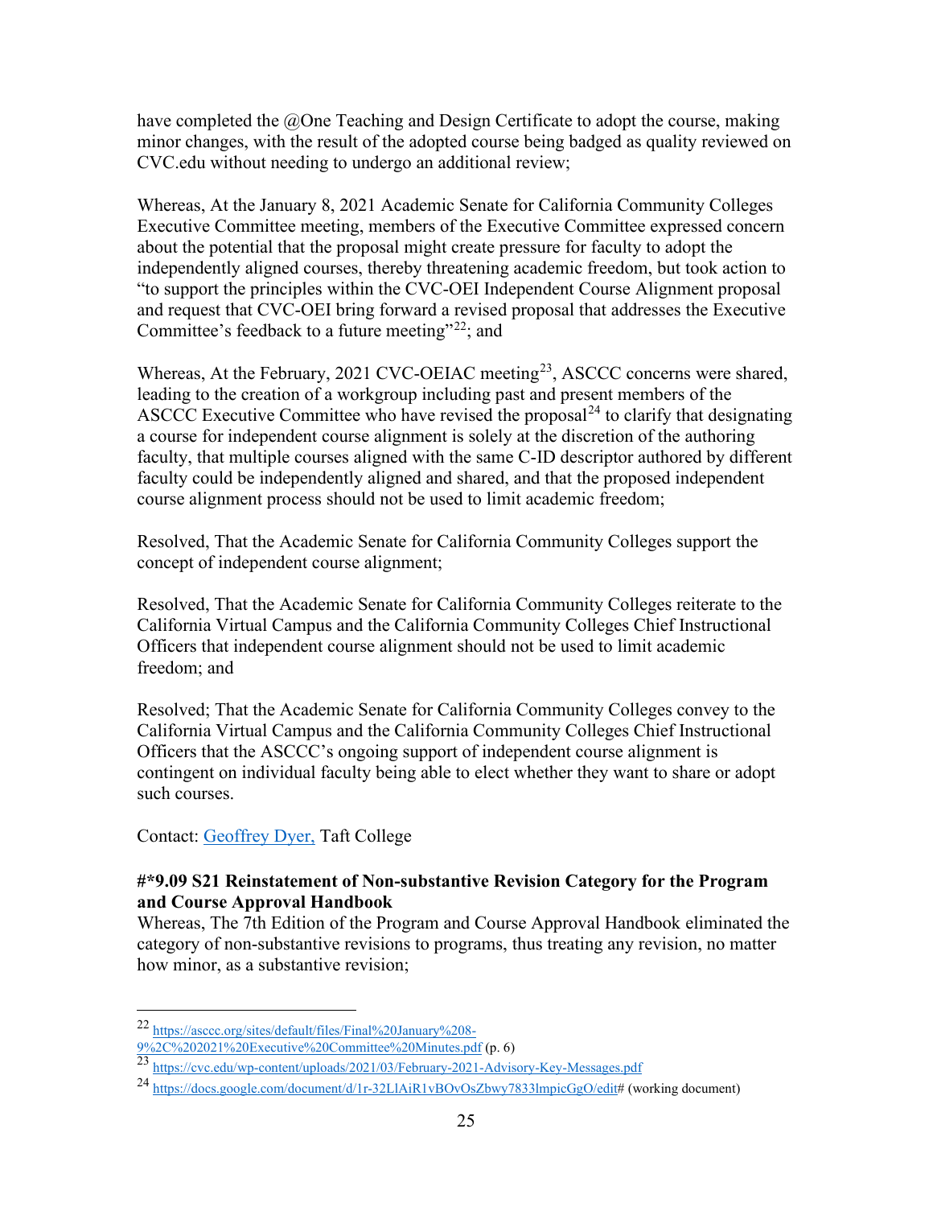have completed the @One Teaching and Design Certificate to adopt the course, making minor changes, with the result of the adopted course being badged as quality reviewed on CVC.edu without needing to undergo an additional review;

Whereas, At the January 8, 2021 Academic Senate for California Community Colleges Executive Committee meeting, members of the Executive Committee expressed concern about the potential that the proposal might create pressure for faculty to adopt the independently aligned courses, thereby threatening academic freedom, but took action to "to support the principles within the CVC-OEI Independent Course Alignment proposal and request that CVC-OEI bring forward a revised proposal that addresses the Executive Committee's feedback to a future meeting"[22]; and

Whereas, At the February, 2021 CVC-OEIAC meeting[23], ASCCC concerns were shared, leading to the creation of a workgroup including past and present members of the ASCCC Executive Committee who have revised the proposal[24] to clarify that designating a course for independent course alignment is solely at the discretion of the authoring faculty, that multiple courses aligned with the same C-ID descriptor authored by different faculty could be independently aligned and shared, and that the proposed independent course alignment process should not be used to limit academic freedom;

Resolved, That the Academic Senate for California Community Colleges support the concept of independent course alignment;

Resolved, That the Academic Senate for California Community Colleges reiterate to the California Virtual Campus and the California Community Colleges Chief Instructional Officers that independent course alignment should not be used to limit academic freedom; and

Resolved; That the Academic Senate for California Community Colleges convey to the California Virtual Campus and the California Community Colleges Chief Instructional Officers that the ASCCC's ongoing support of independent course alignment is contingent on individual faculty being able to elect whether they want to share or adopt such courses.

Contact: Geoffrey Dyer, Taft College

**#*9.09 S21 Reinstatement of Non-substantive Revision Category for the Program and Course Approval Handbook**

Whereas, The 7th Edition of the Program and Course Approval Handbook eliminated the category of non-substantive revisions to programs, thus treating any revision, no matter how minor, as a substantive revision;

---

[22] https://asccc.org/sites/default/files/Final%20January%208-9%2C%202021%20Executive%20Committee%20Minutes.pdf (p. 6)

[23] https://cvc.edu/wp-content/uploads/2021/03/February-2021-Advisory-Key-Messages.pdf

[24] https://docs.google.com/document/d/1r-32LlAiR1vBOvOsZbwy7833lmpicGgO/edit# (working document)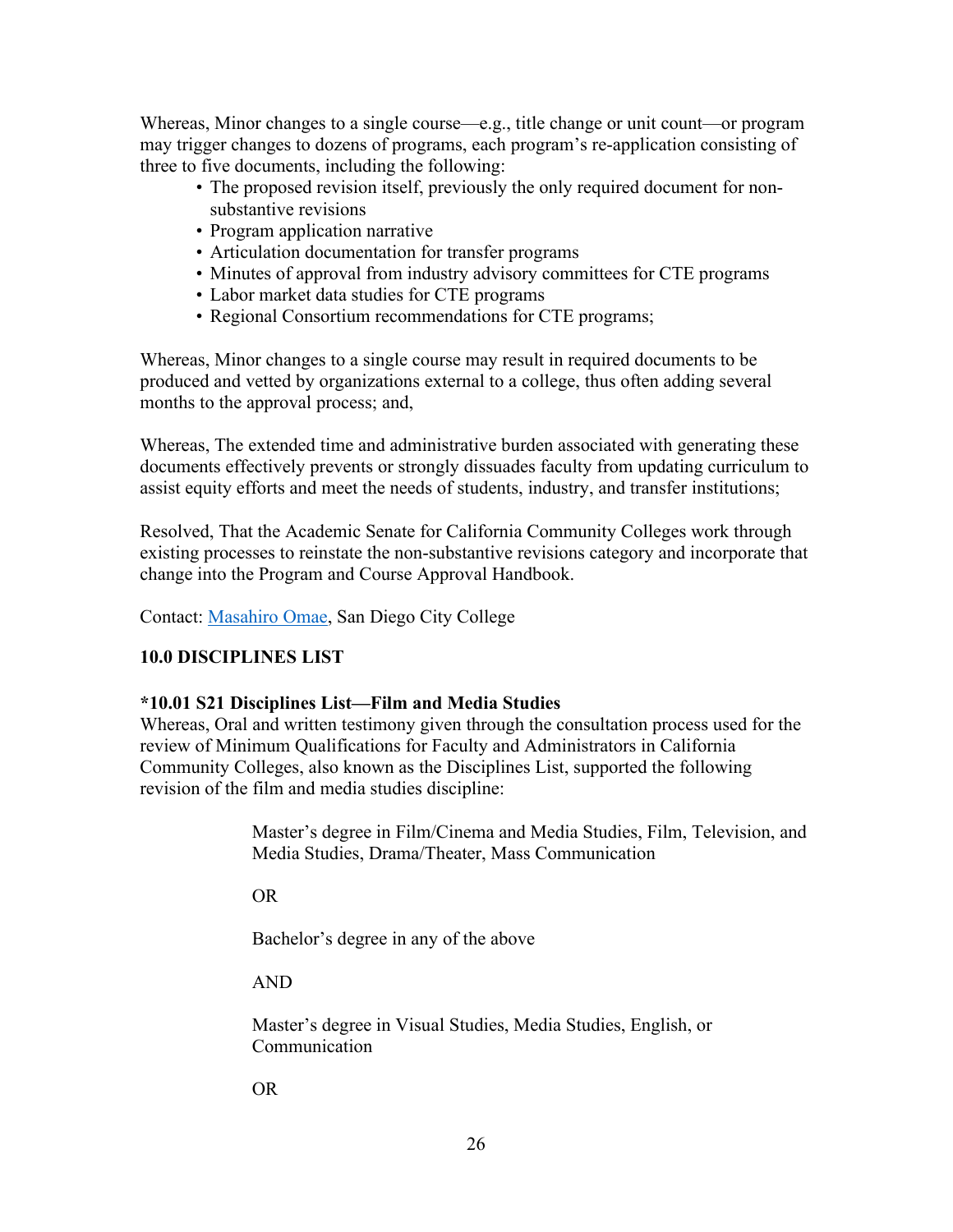Whereas, Minor changes to a single course—e.g., title change or unit count—or program may trigger changes to dozens of programs, each program's re-application consisting of three to five documents, including the following:

- The proposed revision itself, previously the only required document for non-substantive revisions
- Program application narrative
- Articulation documentation for transfer programs
- Minutes of approval from industry advisory committees for CTE programs
- Labor market data studies for CTE programs
- Regional Consortium recommendations for CTE programs;

Whereas, Minor changes to a single course may result in required documents to be produced and vetted by organizations external to a college, thus often adding several months to the approval process; and,

Whereas, The extended time and administrative burden associated with generating these documents effectively prevents or strongly dissuades faculty from updating curriculum to assist equity efforts and meet the needs of students, industry, and transfer institutions;

Resolved, That the Academic Senate for California Community Colleges work through existing processes to reinstate the non-substantive revisions category and incorporate that change into the Program and Course Approval Handbook.

Contact: [Masahiro Omae](), San Diego City College

## 10.0 DISCIPLINES LIST

### *10.01 S21 Disciplines List—Film and Media Studies

Whereas, Oral and written testimony given through the consultation process used for the review of Minimum Qualifications for Faculty and Administrators in California Community Colleges, also known as the Disciplines List, supported the following revision of the film and media studies discipline:

> Master's degree in Film/Cinema and Media Studies, Film, Television, and Media Studies, Drama/Theater, Mass Communication
>
> OR
>
> Bachelor's degree in any of the above
>
> AND
>
> Master's degree in Visual Studies, Media Studies, English, or Communication
>
> OR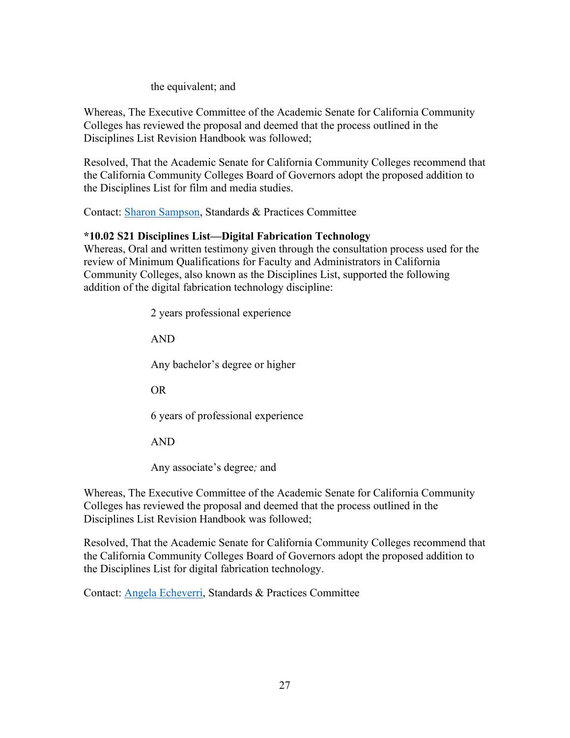the equivalent; and

Whereas, The Executive Committee of the Academic Senate for California Community Colleges has reviewed the proposal and deemed that the process outlined in the Disciplines List Revision Handbook was followed;

Resolved, That the Academic Senate for California Community Colleges recommend that the California Community Colleges Board of Governors adopt the proposed addition to the Disciplines List for film and media studies.

Contact: Sharon Sampson, Standards & Practices Committee

**\*10.02 S21 Disciplines List—Digital Fabrication Technology**

Whereas, Oral and written testimony given through the consultation process used for the review of Minimum Qualifications for Faculty and Administrators in California Community Colleges, also known as the Disciplines List, supported the following addition of the digital fabrication technology discipline:

> 2 years professional experience
>
> AND
>
> Any bachelor's degree or higher
>
> OR
>
> 6 years of professional experience
>
> AND
>
> Any associate's degree*;* and

Whereas, The Executive Committee of the Academic Senate for California Community Colleges has reviewed the proposal and deemed that the process outlined in the Disciplines List Revision Handbook was followed;

Resolved, That the Academic Senate for California Community Colleges recommend that the California Community Colleges Board of Governors adopt the proposed addition to the Disciplines List for digital fabrication technology.

Contact: Angela Echeverri, Standards & Practices Committee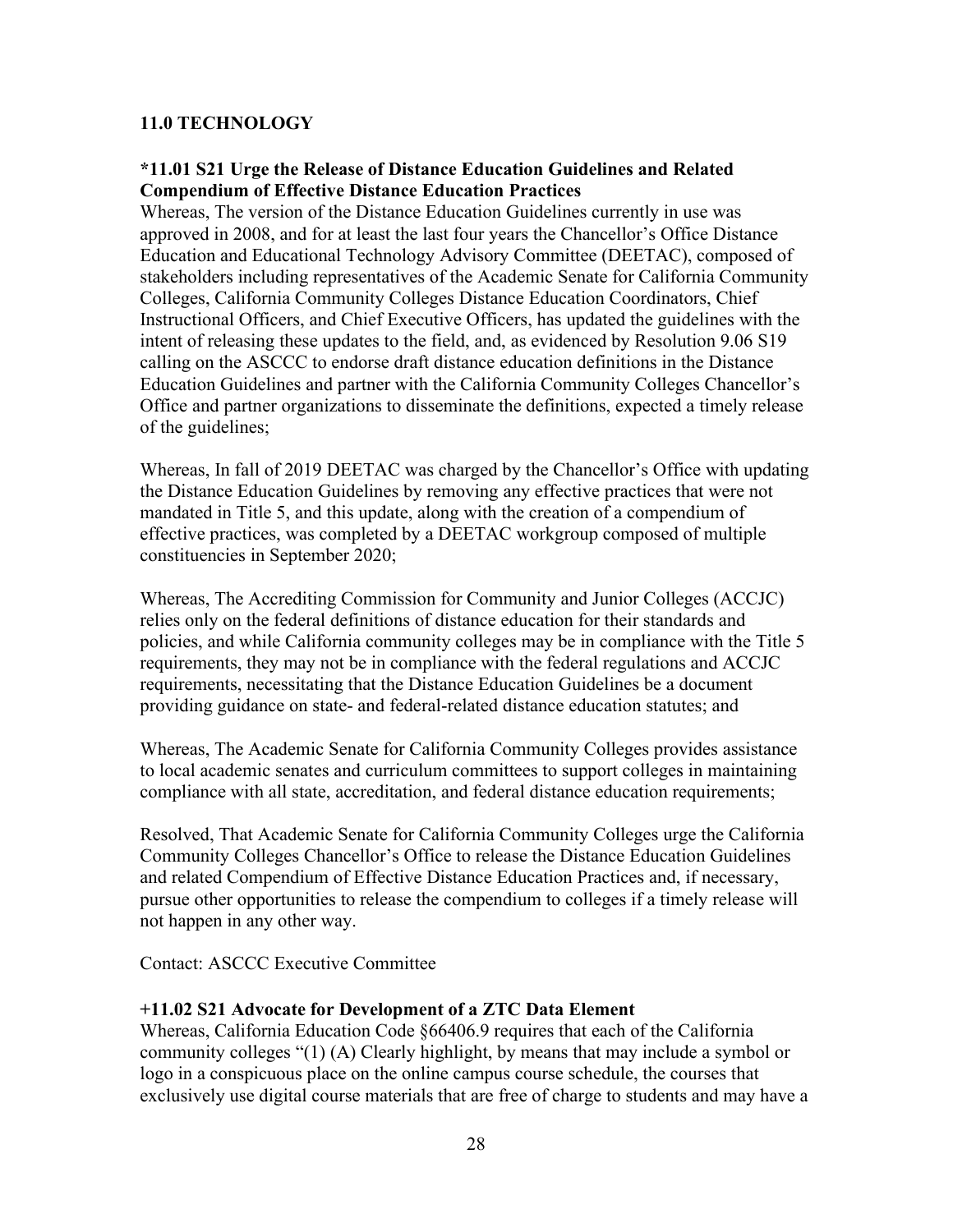## 11.0 TECHNOLOGY

### *11.01 S21 Urge the Release of Distance Education Guidelines and Related Compendium of Effective Distance Education Practices

Whereas, The version of the Distance Education Guidelines currently in use was approved in 2008, and for at least the last four years the Chancellor's Office Distance Education and Educational Technology Advisory Committee (DEETAC), composed of stakeholders including representatives of the Academic Senate for California Community Colleges, California Community Colleges Distance Education Coordinators, Chief Instructional Officers, and Chief Executive Officers, has updated the guidelines with the intent of releasing these updates to the field, and, as evidenced by Resolution 9.06 S19 calling on the ASCCC to endorse draft distance education definitions in the Distance Education Guidelines and partner with the California Community Colleges Chancellor's Office and partner organizations to disseminate the definitions, expected a timely release of the guidelines;

Whereas, In fall of 2019 DEETAC was charged by the Chancellor's Office with updating the Distance Education Guidelines by removing any effective practices that were not mandated in Title 5, and this update, along with the creation of a compendium of effective practices, was completed by a DEETAC workgroup composed of multiple constituencies in September 2020;

Whereas, The Accrediting Commission for Community and Junior Colleges (ACCJC) relies only on the federal definitions of distance education for their standards and policies, and while California community colleges may be in compliance with the Title 5 requirements, they may not be in compliance with the federal regulations and ACCJC requirements, necessitating that the Distance Education Guidelines be a document providing guidance on state- and federal-related distance education statutes; and

Whereas, The Academic Senate for California Community Colleges provides assistance to local academic senates and curriculum committees to support colleges in maintaining compliance with all state, accreditation, and federal distance education requirements;

Resolved, That Academic Senate for California Community Colleges urge the California Community Colleges Chancellor's Office to release the Distance Education Guidelines and related Compendium of Effective Distance Education Practices and, if necessary, pursue other opportunities to release the compendium to colleges if a timely release will not happen in any other way.

Contact: ASCCC Executive Committee

### +11.02 S21 Advocate for Development of a ZTC Data Element

Whereas, California Education Code §66406.9 requires that each of the California community colleges "(1) (A) Clearly highlight, by means that may include a symbol or logo in a conspicuous place on the online campus course schedule, the courses that exclusively use digital course materials that are free of charge to students and may have a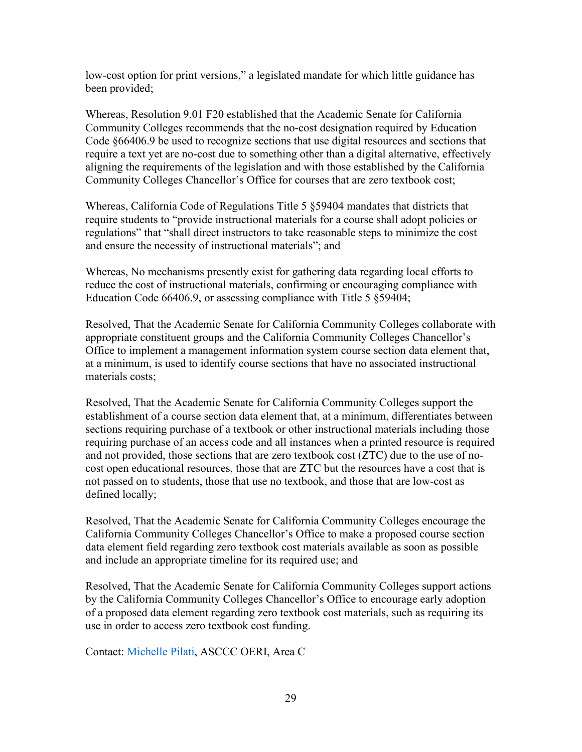low-cost option for print versions," a legislated mandate for which little guidance has been provided;

Whereas, Resolution 9.01 F20 established that the Academic Senate for California Community Colleges recommends that the no-cost designation required by Education Code §66406.9 be used to recognize sections that use digital resources and sections that require a text yet are no-cost due to something other than a digital alternative, effectively aligning the requirements of the legislation and with those established by the California Community Colleges Chancellor's Office for courses that are zero textbook cost;

Whereas, California Code of Regulations Title 5 §59404 mandates that districts that require students to "provide instructional materials for a course shall adopt policies or regulations" that "shall direct instructors to take reasonable steps to minimize the cost and ensure the necessity of instructional materials"; and

Whereas, No mechanisms presently exist for gathering data regarding local efforts to reduce the cost of instructional materials, confirming or encouraging compliance with Education Code 66406.9, or assessing compliance with Title 5 §59404;

Resolved, That the Academic Senate for California Community Colleges collaborate with appropriate constituent groups and the California Community Colleges Chancellor's Office to implement a management information system course section data element that, at a minimum, is used to identify course sections that have no associated instructional materials costs;

Resolved, That the Academic Senate for California Community Colleges support the establishment of a course section data element that, at a minimum, differentiates between sections requiring purchase of a textbook or other instructional materials including those requiring purchase of an access code and all instances when a printed resource is required and not provided, those sections that are zero textbook cost (ZTC) due to the use of no-cost open educational resources, those that are ZTC but the resources have a cost that is not passed on to students, those that use no textbook, and those that are low-cost as defined locally;

Resolved, That the Academic Senate for California Community Colleges encourage the California Community Colleges Chancellor's Office to make a proposed course section data element field regarding zero textbook cost materials available as soon as possible and include an appropriate timeline for its required use; and

Resolved, That the Academic Senate for California Community Colleges support actions by the California Community Colleges Chancellor's Office to encourage early adoption of a proposed data element regarding zero textbook cost materials, such as requiring its use in order to access zero textbook cost funding.

Contact: Michelle Pilati, ASCCC OERI, Area C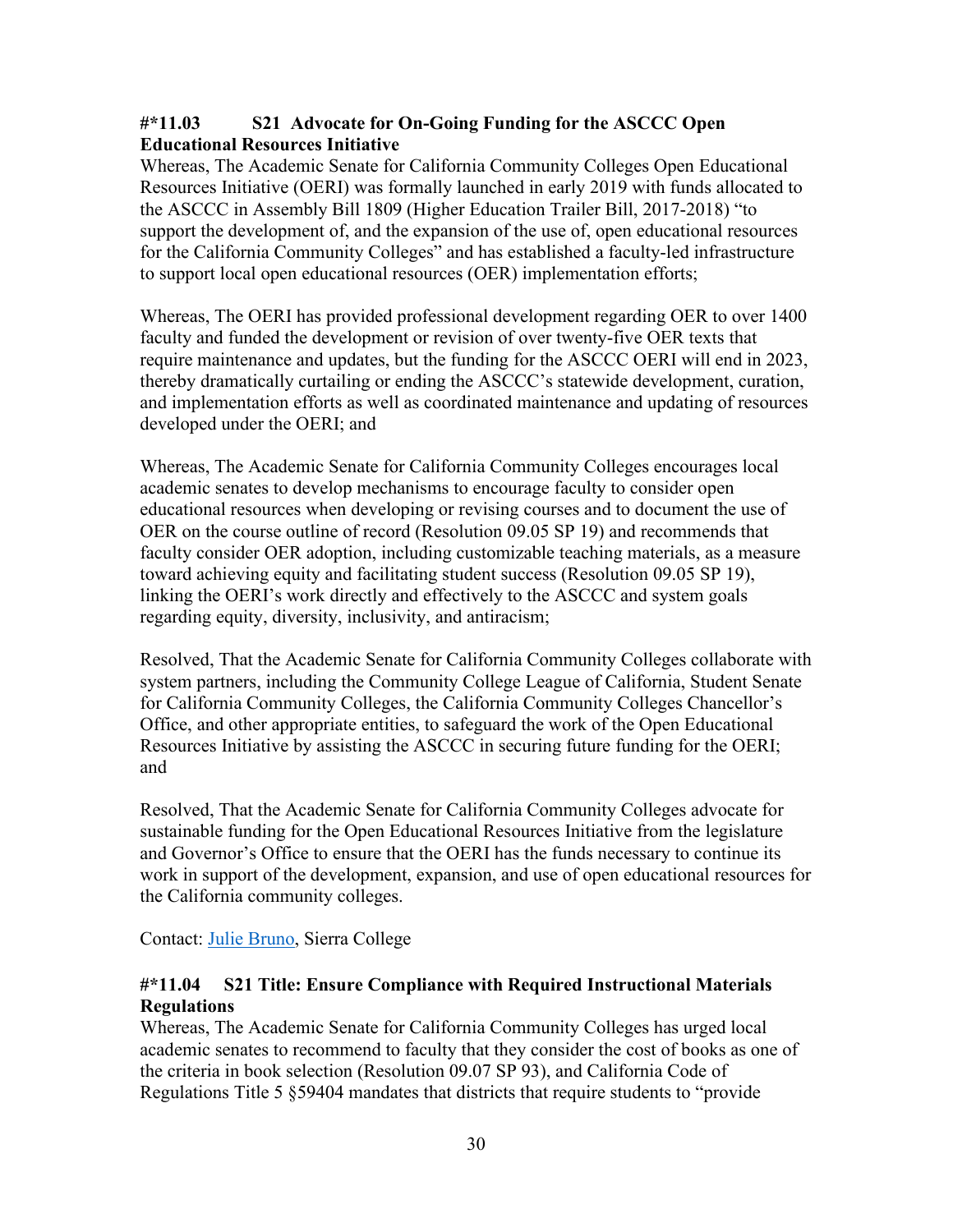### #*11.03 S21 Advocate for On-Going Funding for the ASCCC Open Educational Resources Initiative

Whereas, The Academic Senate for California Community Colleges Open Educational Resources Initiative (OERI) was formally launched in early 2019 with funds allocated to the ASCCC in Assembly Bill 1809 (Higher Education Trailer Bill, 2017-2018) "to support the development of, and the expansion of the use of, open educational resources for the California Community Colleges" and has established a faculty-led infrastructure to support local open educational resources (OER) implementation efforts;

Whereas, The OERI has provided professional development regarding OER to over 1400 faculty and funded the development or revision of over twenty-five OER texts that require maintenance and updates, but the funding for the ASCCC OERI will end in 2023, thereby dramatically curtailing or ending the ASCCC's statewide development, curation, and implementation efforts as well as coordinated maintenance and updating of resources developed under the OERI; and

Whereas, The Academic Senate for California Community Colleges encourages local academic senates to develop mechanisms to encourage faculty to consider open educational resources when developing or revising courses and to document the use of OER on the course outline of record (Resolution 09.05 SP 19) and recommends that faculty consider OER adoption, including customizable teaching materials, as a measure toward achieving equity and facilitating student success (Resolution 09.05 SP 19), linking the OERI's work directly and effectively to the ASCCC and system goals regarding equity, diversity, inclusivity, and antiracism;

Resolved, That the Academic Senate for California Community Colleges collaborate with system partners, including the Community College League of California, Student Senate for California Community Colleges, the California Community Colleges Chancellor's Office, and other appropriate entities, to safeguard the work of the Open Educational Resources Initiative by assisting the ASCCC in securing future funding for the OERI; and

Resolved, That the Academic Senate for California Community Colleges advocate for sustainable funding for the Open Educational Resources Initiative from the legislature and Governor's Office to ensure that the OERI has the funds necessary to continue its work in support of the development, expansion, and use of open educational resources for the California community colleges.

Contact: Julie Bruno, Sierra College

### #*11.04 S21 Title: Ensure Compliance with Required Instructional Materials Regulations

Whereas, The Academic Senate for California Community Colleges has urged local academic senates to recommend to faculty that they consider the cost of books as one of the criteria in book selection (Resolution 09.07 SP 93), and California Code of Regulations Title 5 §59404 mandates that districts that require students to "provide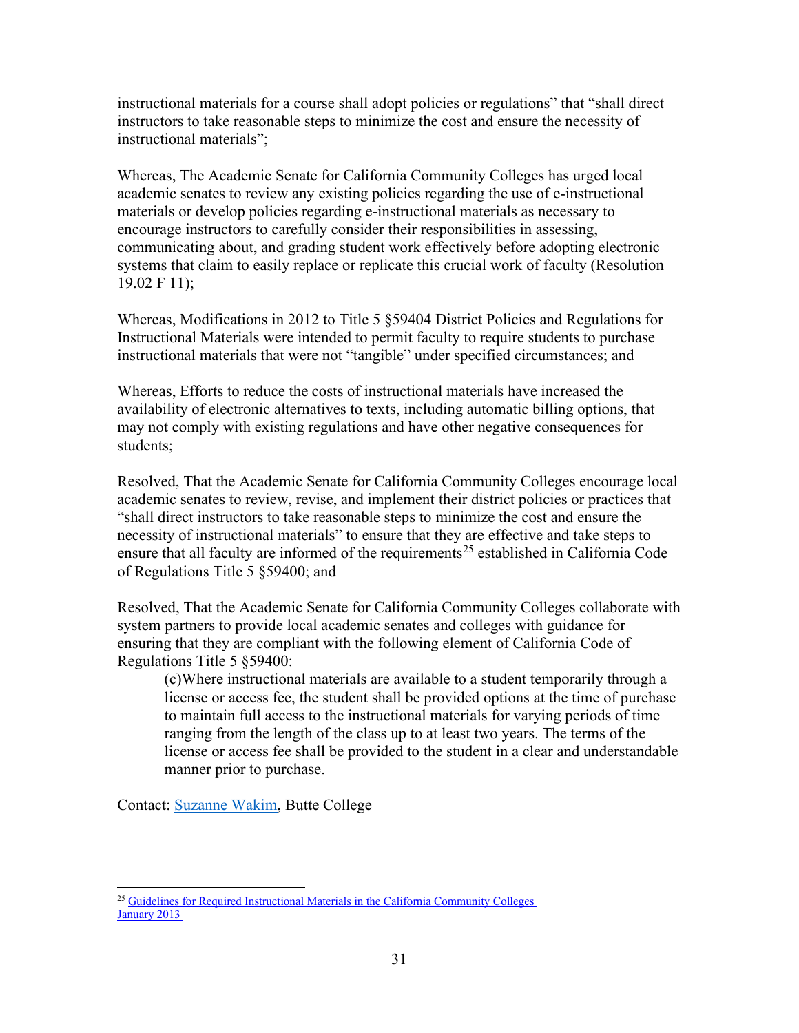instructional materials for a course shall adopt policies or regulations" that "shall direct instructors to take reasonable steps to minimize the cost and ensure the necessity of instructional materials";

Whereas, The Academic Senate for California Community Colleges has urged local academic senates to review any existing policies regarding the use of e-instructional materials or develop policies regarding e-instructional materials as necessary to encourage instructors to carefully consider their responsibilities in assessing, communicating about, and grading student work effectively before adopting electronic systems that claim to easily replace or replicate this crucial work of faculty (Resolution 19.02 F 11);

Whereas, Modifications in 2012 to Title 5 §59404 District Policies and Regulations for Instructional Materials were intended to permit faculty to require students to purchase instructional materials that were not "tangible" under specified circumstances; and

Whereas, Efforts to reduce the costs of instructional materials have increased the availability of electronic alternatives to texts, including automatic billing options, that may not comply with existing regulations and have other negative consequences for students;

Resolved, That the Academic Senate for California Community Colleges encourage local academic senates to review, revise, and implement their district policies or practices that "shall direct instructors to take reasonable steps to minimize the cost and ensure the necessity of instructional materials" to ensure that they are effective and take steps to ensure that all faculty are informed of the requirements[25] established in California Code of Regulations Title 5 §59400; and

Resolved, That the Academic Senate for California Community Colleges collaborate with system partners to provide local academic senates and colleges with guidance for ensuring that they are compliant with the following element of California Code of Regulations Title 5 §59400:

> (c)Where instructional materials are available to a student temporarily through a license or access fee, the student shall be provided options at the time of purchase to maintain full access to the instructional materials for varying periods of time ranging from the length of the class up to at least two years. The terms of the license or access fee shall be provided to the student in a clear and understandable manner prior to purchase.

Contact: Suzanne Wakim, Butte College

---

[25] Guidelines for Required Instructional Materials in the California Community Colleges January 2013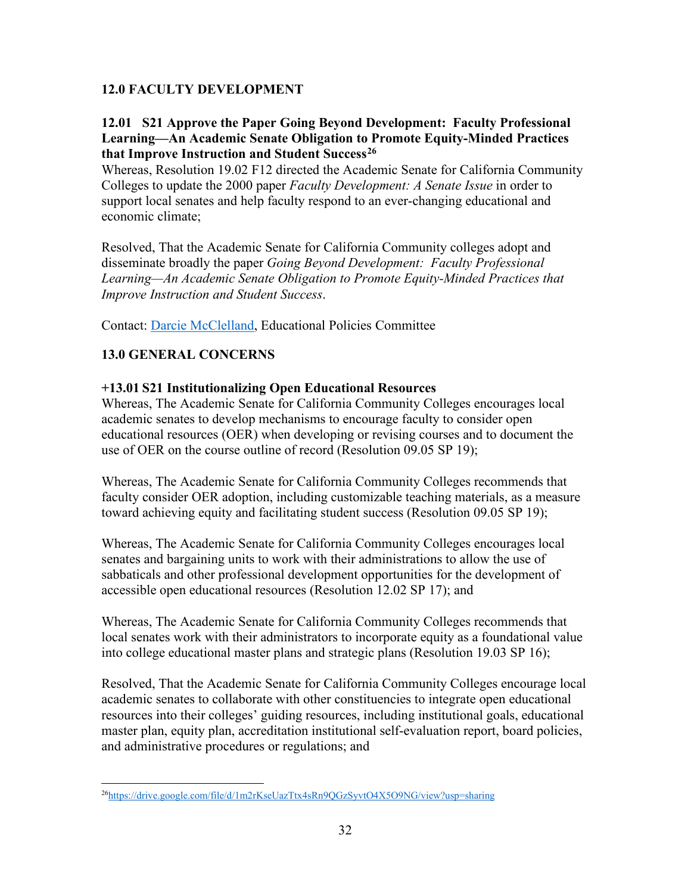## 12.0 FACULTY DEVELOPMENT

### 12.01 S21 Approve the Paper Going Beyond Development: Faculty Professional Learning—An Academic Senate Obligation to Promote Equity-Minded Practices that Improve Instruction and Student Success[26]

Whereas, Resolution 19.02 F12 directed the Academic Senate for California Community Colleges to update the 2000 paper *Faculty Development: A Senate Issue* in order to support local senates and help faculty respond to an ever-changing educational and economic climate;

Resolved, That the Academic Senate for California Community colleges adopt and disseminate broadly the paper *Going Beyond Development: Faculty Professional Learning—An Academic Senate Obligation to Promote Equity-Minded Practices that Improve Instruction and Student Success*.

Contact: Darcie McClelland, Educational Policies Committee

## 13.0 GENERAL CONCERNS

### +13.01 S21 Institutionalizing Open Educational Resources

Whereas, The Academic Senate for California Community Colleges encourages local academic senates to develop mechanisms to encourage faculty to consider open educational resources (OER) when developing or revising courses and to document the use of OER on the course outline of record (Resolution 09.05 SP 19);

Whereas, The Academic Senate for California Community Colleges recommends that faculty consider OER adoption, including customizable teaching materials, as a measure toward achieving equity and facilitating student success (Resolution 09.05 SP 19);

Whereas, The Academic Senate for California Community Colleges encourages local senates and bargaining units to work with their administrations to allow the use of sabbaticals and other professional development opportunities for the development of accessible open educational resources (Resolution 12.02 SP 17); and

Whereas, The Academic Senate for California Community Colleges recommends that local senates work with their administrators to incorporate equity as a foundational value into college educational master plans and strategic plans (Resolution 19.03 SP 16);

Resolved, That the Academic Senate for California Community Colleges encourage local academic senates to collaborate with other constituencies to integrate open educational resources into their colleges' guiding resources, including institutional goals, educational master plan, equity plan, accreditation institutional self-evaluation report, board policies, and administrative procedures or regulations; and

---

[26] https://drive.google.com/file/d/1m2rKseUazTtx4sRn9QGzSyvtO4X5O9NG/view?usp=sharing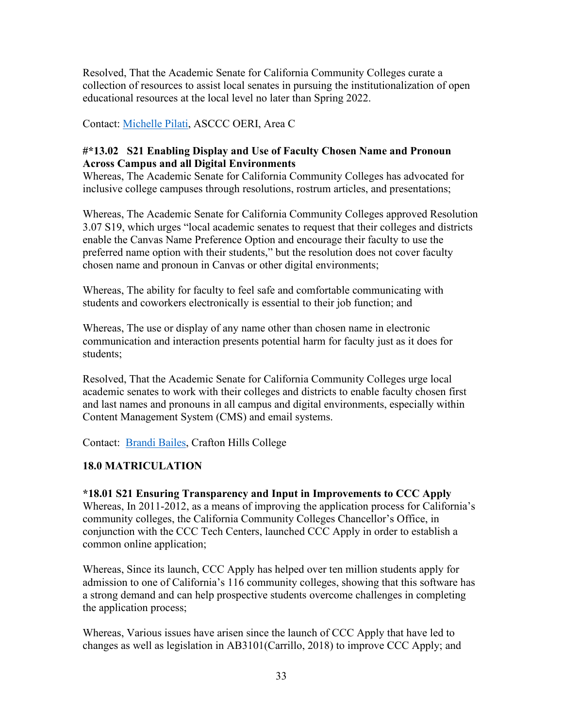Resolved, That the Academic Senate for California Community Colleges curate a collection of resources to assist local senates in pursuing the institutionalization of open educational resources at the local level no later than Spring 2022.

Contact: [Michelle Pilati](), ASCCC OERI, Area C

**#*13.02 S21 Enabling Display and Use of Faculty Chosen Name and Pronoun Across Campus and all Digital Environments**

Whereas, The Academic Senate for California Community Colleges has advocated for inclusive college campuses through resolutions, rostrum articles, and presentations;

Whereas, The Academic Senate for California Community Colleges approved Resolution 3.07 S19, which urges "local academic senates to request that their colleges and districts enable the Canvas Name Preference Option and encourage their faculty to use the preferred name option with their students," but the resolution does not cover faculty chosen name and pronoun in Canvas or other digital environments;

Whereas, The ability for faculty to feel safe and comfortable communicating with students and coworkers electronically is essential to their job function; and

Whereas, The use or display of any name other than chosen name in electronic communication and interaction presents potential harm for faculty just as it does for students;

Resolved, That the Academic Senate for California Community Colleges urge local academic senates to work with their colleges and districts to enable faculty chosen first and last names and pronouns in all campus and digital environments, especially within Content Management System (CMS) and email systems.

Contact: [Brandi Bailes](), Crafton Hills College

## 18.0 MATRICULATION

**\*18.01 S21 Ensuring Transparency and Input in Improvements to CCC Apply**

Whereas, In 2011-2012, as a means of improving the application process for California's community colleges, the California Community Colleges Chancellor's Office, in conjunction with the CCC Tech Centers, launched CCC Apply in order to establish a common online application;

Whereas, Since its launch, CCC Apply has helped over ten million students apply for admission to one of California's 116 community colleges, showing that this software has a strong demand and can help prospective students overcome challenges in completing the application process;

Whereas, Various issues have arisen since the launch of CCC Apply that have led to changes as well as legislation in AB3101(Carrillo, 2018) to improve CCC Apply; and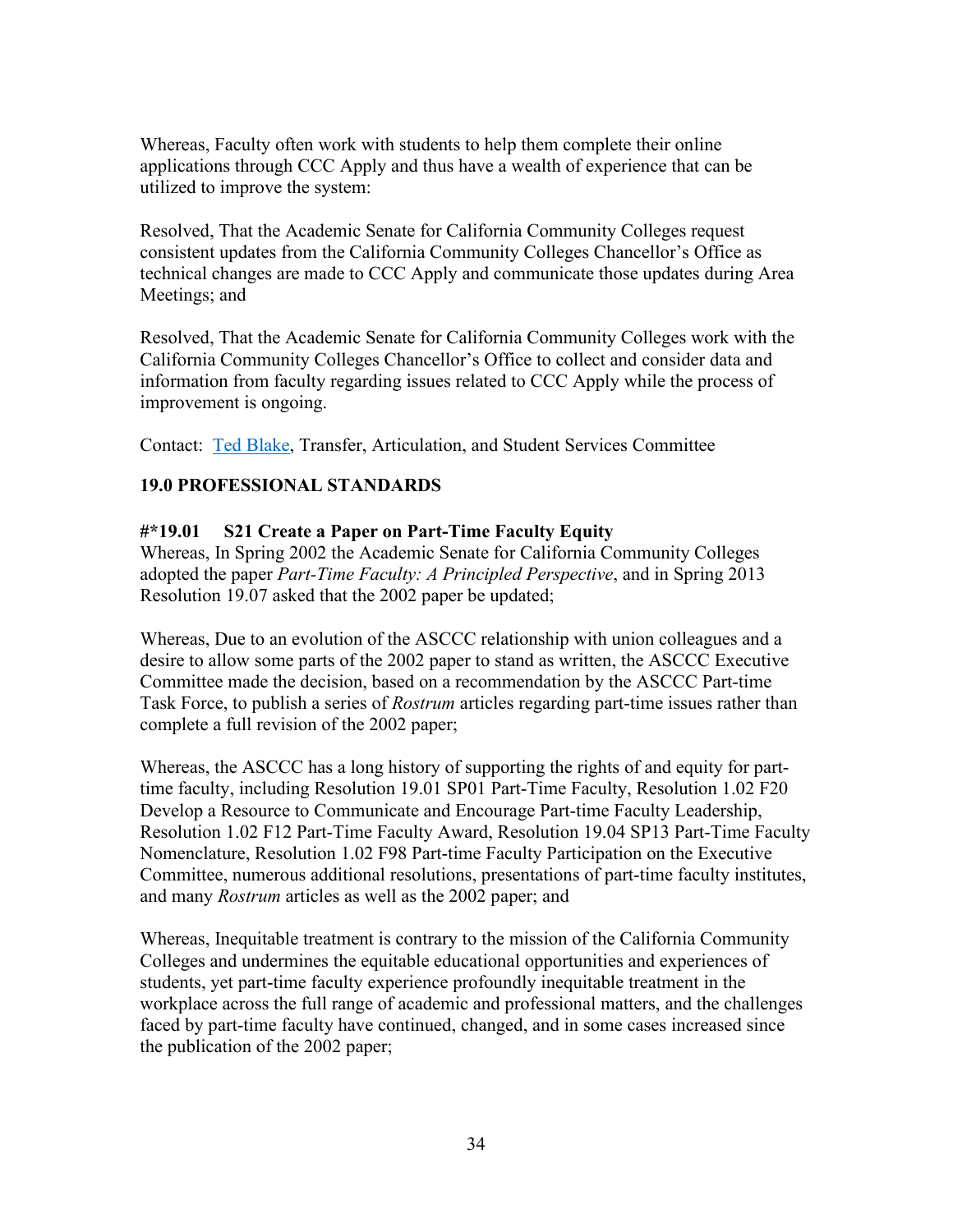Whereas, Faculty often work with students to help them complete their online applications through CCC Apply and thus have a wealth of experience that can be utilized to improve the system:

Resolved, That the Academic Senate for California Community Colleges request consistent updates from the California Community Colleges Chancellor's Office as technical changes are made to CCC Apply and communicate those updates during Area Meetings; and

Resolved, That the Academic Senate for California Community Colleges work with the California Community Colleges Chancellor's Office to collect and consider data and information from faculty regarding issues related to CCC Apply while the process of improvement is ongoing.

Contact: [Ted Blake](), Transfer, Articulation, and Student Services Committee

## 19.0 PROFESSIONAL STANDARDS

### #*19.01 S21 Create a Paper on Part-Time Faculty Equity

Whereas, In Spring 2002 the Academic Senate for California Community Colleges adopted the paper *Part-Time Faculty: A Principled Perspective*, and in Spring 2013 Resolution 19.07 asked that the 2002 paper be updated;

Whereas, Due to an evolution of the ASCCC relationship with union colleagues and a desire to allow some parts of the 2002 paper to stand as written, the ASCCC Executive Committee made the decision, based on a recommendation by the ASCCC Part-time Task Force, to publish a series of *Rostrum* articles regarding part-time issues rather than complete a full revision of the 2002 paper;

Whereas, the ASCCC has a long history of supporting the rights of and equity for part-time faculty, including Resolution 19.01 SP01 Part-Time Faculty, Resolution 1.02 F20 Develop a Resource to Communicate and Encourage Part-time Faculty Leadership, Resolution 1.02 F12 Part-Time Faculty Award, Resolution 19.04 SP13 Part-Time Faculty Nomenclature, Resolution 1.02 F98 Part-time Faculty Participation on the Executive Committee, numerous additional resolutions, presentations of part-time faculty institutes, and many *Rostrum* articles as well as the 2002 paper; and

Whereas, Inequitable treatment is contrary to the mission of the California Community Colleges and undermines the equitable educational opportunities and experiences of students, yet part-time faculty experience profoundly inequitable treatment in the workplace across the full range of academic and professional matters, and the challenges faced by part-time faculty have continued, changed, and in some cases increased since the publication of the 2002 paper;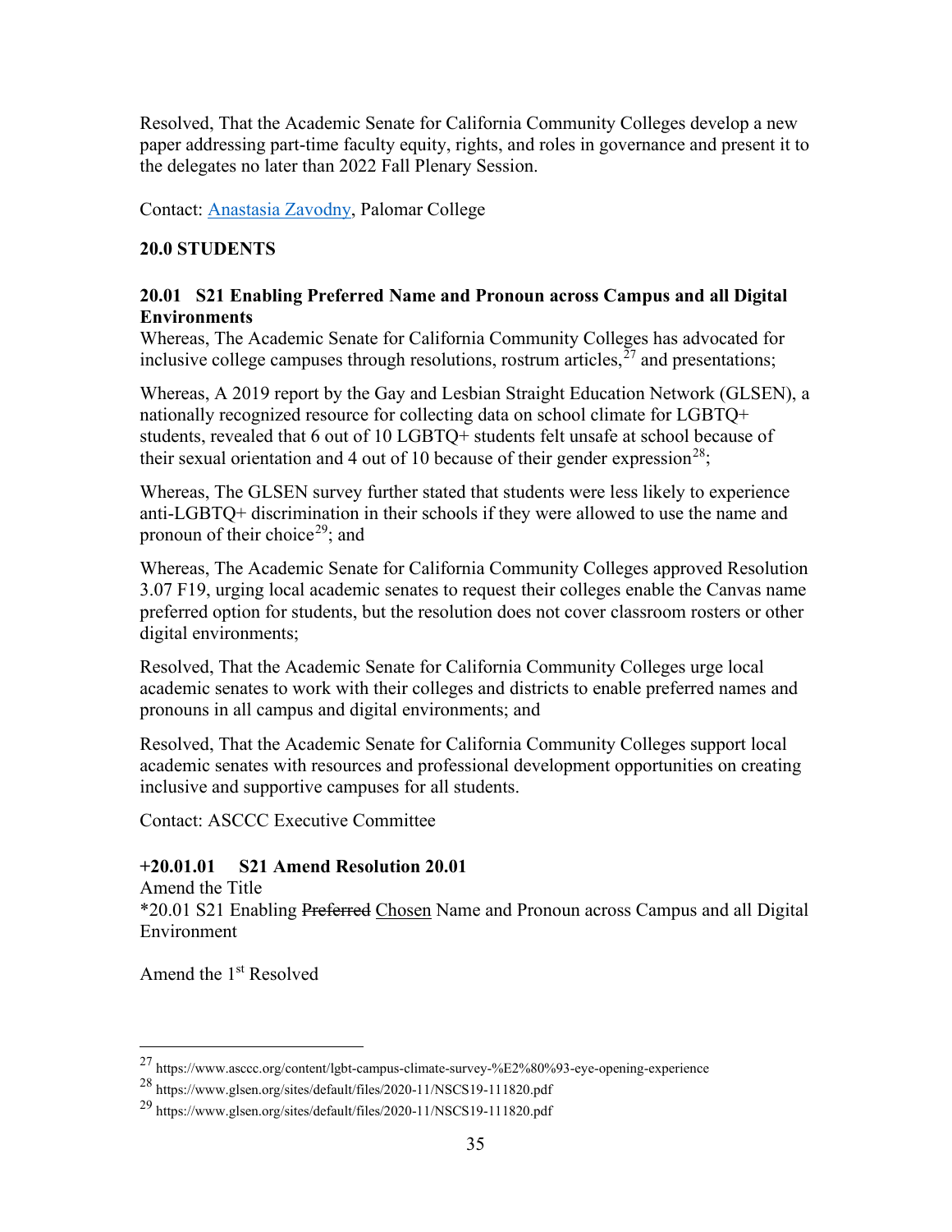Resolved, That the Academic Senate for California Community Colleges develop a new paper addressing part-time faculty equity, rights, and roles in governance and present it to the delegates no later than 2022 Fall Plenary Session.

Contact: [Anastasia Zavodny](), Palomar College

## 20.0 STUDENTS

### 20.01 S21 Enabling Preferred Name and Pronoun across Campus and all Digital Environments

Whereas, The Academic Senate for California Community Colleges has advocated for inclusive college campuses through resolutions, rostrum articles,[27] and presentations;

Whereas, A 2019 report by the Gay and Lesbian Straight Education Network (GLSEN), a nationally recognized resource for collecting data on school climate for LGBTQ+ students, revealed that 6 out of 10 LGBTQ+ students felt unsafe at school because of their sexual orientation and 4 out of 10 because of their gender expression[28];

Whereas, The GLSEN survey further stated that students were less likely to experience anti-LGBTQ+ discrimination in their schools if they were allowed to use the name and pronoun of their choice[29]; and

Whereas, The Academic Senate for California Community Colleges approved Resolution 3.07 F19, urging local academic senates to request their colleges enable the Canvas name preferred option for students, but the resolution does not cover classroom rosters or other digital environments;

Resolved, That the Academic Senate for California Community Colleges urge local academic senates to work with their colleges and districts to enable preferred names and pronouns in all campus and digital environments; and

Resolved, That the Academic Senate for California Community Colleges support local academic senates with resources and professional development opportunities on creating inclusive and supportive campuses for all students.

Contact: ASCCC Executive Committee

### +20.01.01 S21 Amend Resolution 20.01

Amend the Title

*20.01 S21 Enabling ~~Preferred~~ <u>Chosen</u> Name and Pronoun across Campus and all Digital Environment

Amend the 1st Resolved

---

[27] https://www.asccc.org/content/lgbt-campus-climate-survey-%E2%80%93-eye-opening-experience

[28] https://www.glsen.org/sites/default/files/2020-11/NSCS19-111820.pdf

[29] https://www.glsen.org/sites/default/files/2020-11/NSCS19-111820.pdf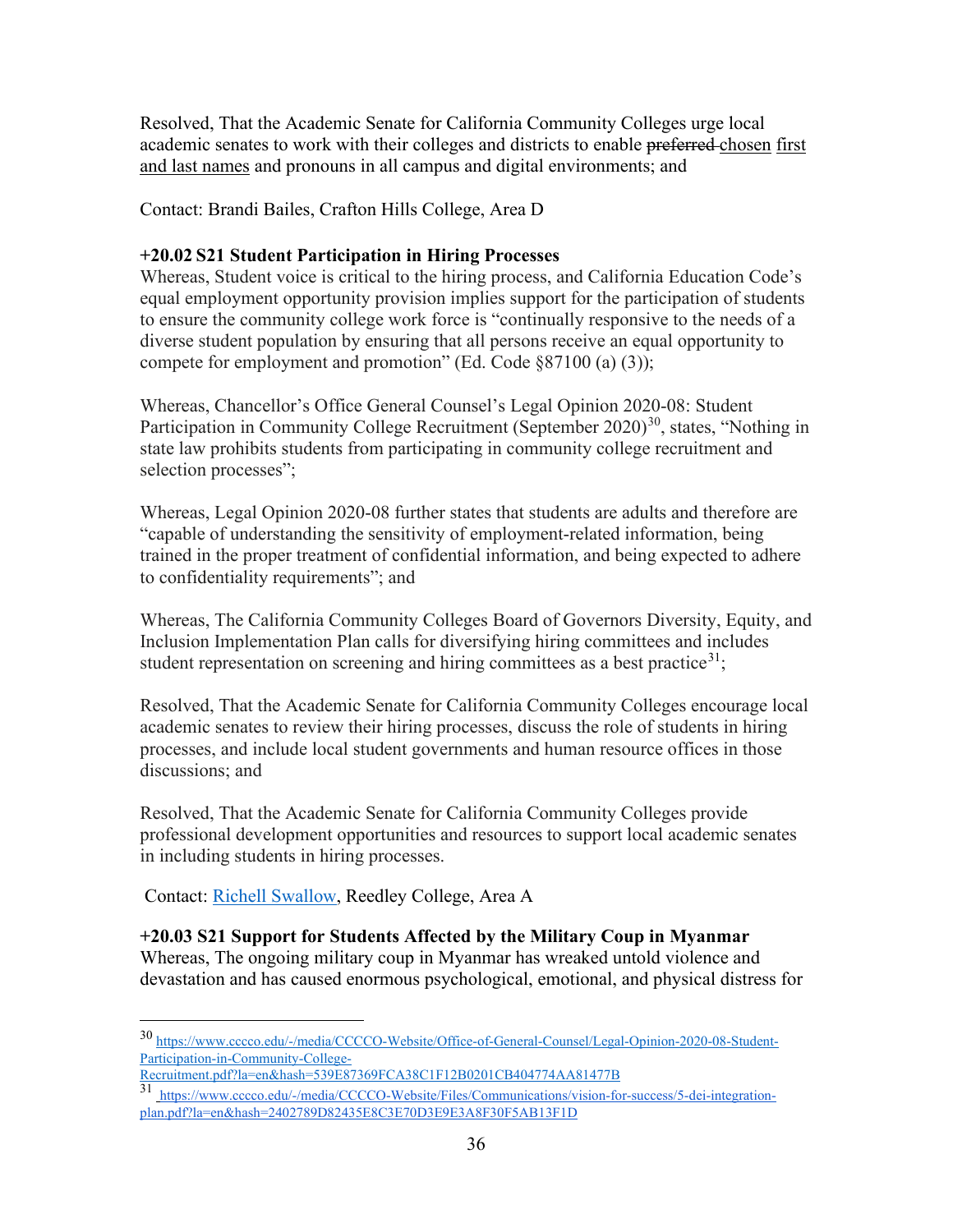Resolved, That the Academic Senate for California Community Colleges urge local academic senates to work with their colleges and districts to enable ~~preferred~~ chosen first and last names and pronouns in all campus and digital environments; and

Contact: Brandi Bailes, Crafton Hills College, Area D

**+20.02 S21 Student Participation in Hiring Processes**

Whereas, Student voice is critical to the hiring process, and California Education Code's equal employment opportunity provision implies support for the participation of students to ensure the community college work force is "continually responsive to the needs of a diverse student population by ensuring that all persons receive an equal opportunity to compete for employment and promotion" (Ed. Code §87100 (a) (3));

Whereas, Chancellor's Office General Counsel's Legal Opinion 2020-08: Student Participation in Community College Recruitment (September 2020)[30], states, "Nothing in state law prohibits students from participating in community college recruitment and selection processes";

Whereas, Legal Opinion 2020-08 further states that students are adults and therefore are "capable of understanding the sensitivity of employment-related information, being trained in the proper treatment of confidential information, and being expected to adhere to confidentiality requirements"; and

Whereas, The California Community Colleges Board of Governors Diversity, Equity, and Inclusion Implementation Plan calls for diversifying hiring committees and includes student representation on screening and hiring committees as a best practice[31];

Resolved, That the Academic Senate for California Community Colleges encourage local academic senates to review their hiring processes, discuss the role of students in hiring processes, and include local student governments and human resource offices in those discussions; and

Resolved, That the Academic Senate for California Community Colleges provide professional development opportunities and resources to support local academic senates in including students in hiring processes.

Contact: Richell Swallow, Reedley College, Area A

**+20.03 S21 Support for Students Affected by the Military Coup in Myanmar**

Whereas, The ongoing military coup in Myanmar has wreaked untold violence and devastation and has caused enormous psychological, emotional, and physical distress for

---

[30] https://www.cccco.edu/-/media/CCCCO-Website/Office-of-General-Counsel/Legal-Opinion-2020-08-Student-Participation-in-Community-College-Recruitment.pdf?la=en&hash=539E87369FCA38C1F12B0201CB404774AA81477B

[31] https://www.cccco.edu/-/media/CCCCO-Website/Files/Communications/vision-for-success/5-dei-integration-plan.pdf?la=en&hash=2402789D82435E8C3E70D3E9E3A8F30F5AB13F1D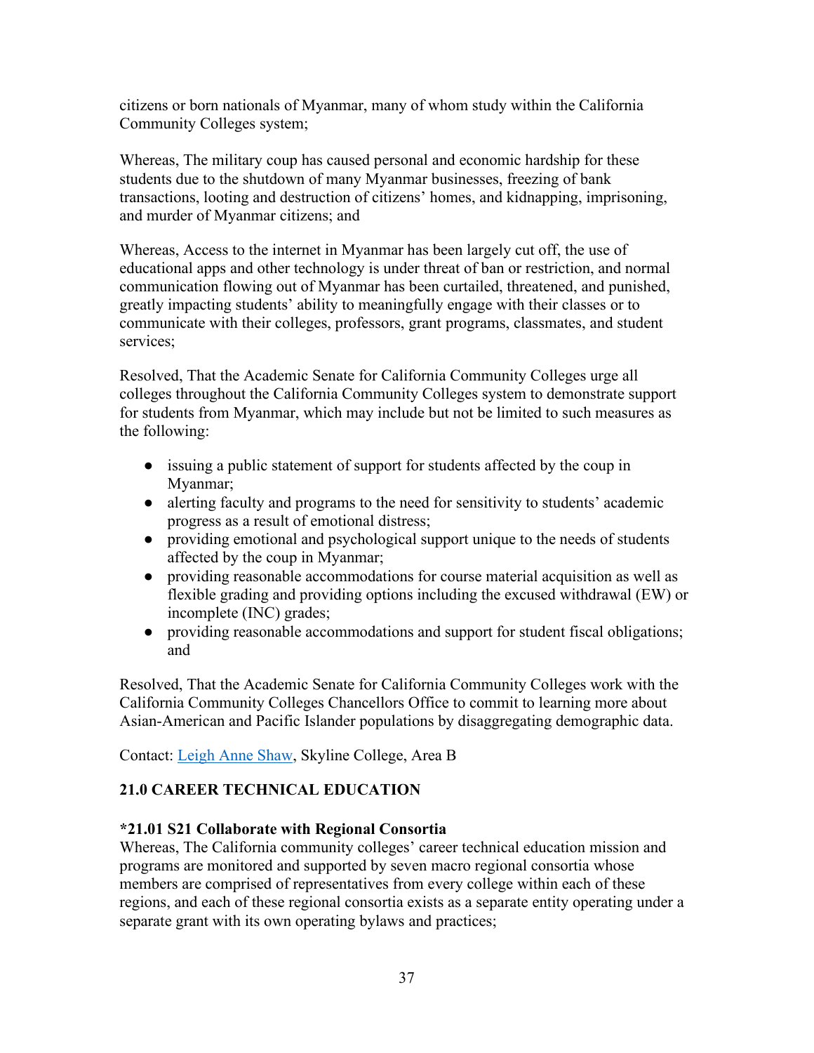citizens or born nationals of Myanmar, many of whom study within the California Community Colleges system;

Whereas, The military coup has caused personal and economic hardship for these students due to the shutdown of many Myanmar businesses, freezing of bank transactions, looting and destruction of citizens' homes, and kidnapping, imprisoning, and murder of Myanmar citizens; and

Whereas, Access to the internet in Myanmar has been largely cut off, the use of educational apps and other technology is under threat of ban or restriction, and normal communication flowing out of Myanmar has been curtailed, threatened, and punished, greatly impacting students' ability to meaningfully engage with their classes or to communicate with their colleges, professors, grant programs, classmates, and student services;

Resolved, That the Academic Senate for California Community Colleges urge all colleges throughout the California Community Colleges system to demonstrate support for students from Myanmar, which may include but not be limited to such measures as the following:

- issuing a public statement of support for students affected by the coup in Myanmar;
- alerting faculty and programs to the need for sensitivity to students' academic progress as a result of emotional distress;
- providing emotional and psychological support unique to the needs of students affected by the coup in Myanmar;
- providing reasonable accommodations for course material acquisition as well as flexible grading and providing options including the excused withdrawal (EW) or incomplete (INC) grades;
- providing reasonable accommodations and support for student fiscal obligations; and

Resolved, That the Academic Senate for California Community Colleges work with the California Community Colleges Chancellors Office to commit to learning more about Asian-American and Pacific Islander populations by disaggregating demographic data.

Contact: Leigh Anne Shaw, Skyline College, Area B

## 21.0 CAREER TECHNICAL EDUCATION

### *21.01 S21 Collaborate with Regional Consortia

Whereas, The California community colleges' career technical education mission and programs are monitored and supported by seven macro regional consortia whose members are comprised of representatives from every college within each of these regions, and each of these regional consortia exists as a separate entity operating under a separate grant with its own operating bylaws and practices;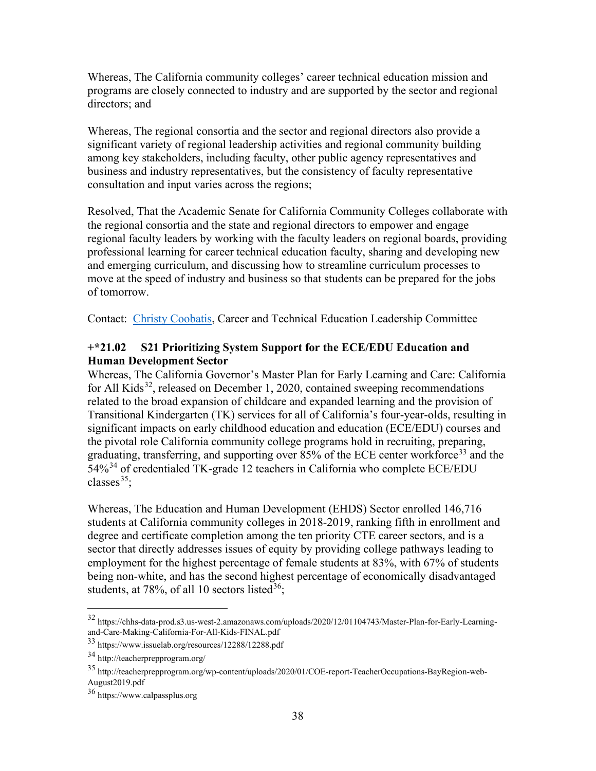Whereas, The California community colleges' career technical education mission and programs are closely connected to industry and are supported by the sector and regional directors; and

Whereas, The regional consortia and the sector and regional directors also provide a significant variety of regional leadership activities and regional community building among key stakeholders, including faculty, other public agency representatives and business and industry representatives, but the consistency of faculty representative consultation and input varies across the regions;

Resolved, That the Academic Senate for California Community Colleges collaborate with the regional consortia and the state and regional directors to empower and engage regional faculty leaders by working with the faculty leaders on regional boards, providing professional learning for career technical education faculty, sharing and developing new and emerging curriculum, and discussing how to streamline curriculum processes to move at the speed of industry and business so that students can be prepared for the jobs of tomorrow.

Contact: [Christy Coobatis](), Career and Technical Education Leadership Committee

**+*21.02 S21 Prioritizing System Support for the ECE/EDU Education and Human Development Sector**

Whereas, The California Governor's Master Plan for Early Learning and Care: California for All Kids[32], released on December 1, 2020, contained sweeping recommendations related to the broad expansion of childcare and expanded learning and the provision of Transitional Kindergarten (TK) services for all of California's four-year-olds, resulting in significant impacts on early childhood education and education (ECE/EDU) courses and the pivotal role California community college programs hold in recruiting, preparing, graduating, transferring, and supporting over 85% of the ECE center workforce[33] and the 54%[34] of credentialed TK-grade 12 teachers in California who complete ECE/EDU classes[35];

Whereas, The Education and Human Development (EHDS) Sector enrolled 146,716 students at California community colleges in 2018-2019, ranking fifth in enrollment and degree and certificate completion among the ten priority CTE career sectors, and is a sector that directly addresses issues of equity by providing college pathways leading to employment for the highest percentage of female students at 83%, with 67% of students being non-white, and has the second highest percentage of economically disadvantaged students, at 78%, of all 10 sectors listed[36];

---

[32] https://chhs-data-prod.s3.us-west-2.amazonaws.com/uploads/2020/12/01104743/Master-Plan-for-Early-Learning-and-Care-Making-California-For-All-Kids-FINAL.pdf

[33] https://www.issuelab.org/resources/12288/12288.pdf

[34] http://teacherprepprogram.org/

[35] http://teacherprepprogram.org/wp-content/uploads/2020/01/COE-report-TeacherOccupations-BayRegion-web-August2019.pdf

[36] https://www.calpassplus.org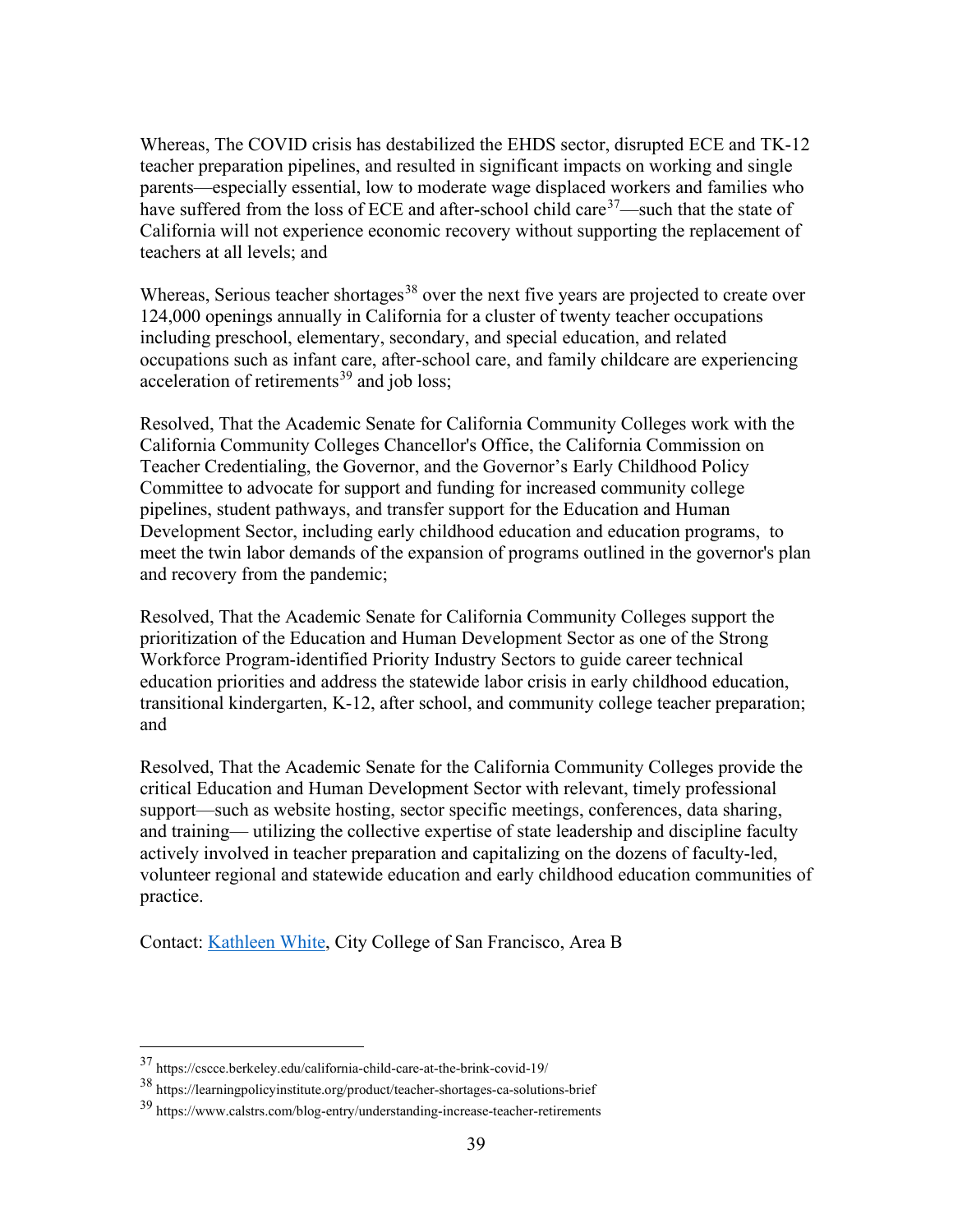Whereas, The COVID crisis has destabilized the EHDS sector, disrupted ECE and TK-12 teacher preparation pipelines, and resulted in significant impacts on working and single parents—especially essential, low to moderate wage displaced workers and families who have suffered from the loss of ECE and after-school child care[37]—such that the state of California will not experience economic recovery without supporting the replacement of teachers at all levels; and

Whereas, Serious teacher shortages[38] over the next five years are projected to create over 124,000 openings annually in California for a cluster of twenty teacher occupations including preschool, elementary, secondary, and special education, and related occupations such as infant care, after-school care, and family childcare are experiencing acceleration of retirements[39] and job loss;

Resolved, That the Academic Senate for California Community Colleges work with the California Community Colleges Chancellor's Office, the California Commission on Teacher Credentialing, the Governor, and the Governor's Early Childhood Policy Committee to advocate for support and funding for increased community college pipelines, student pathways, and transfer support for the Education and Human Development Sector, including early childhood education and education programs, to meet the twin labor demands of the expansion of programs outlined in the governor's plan and recovery from the pandemic;

Resolved, That the Academic Senate for California Community Colleges support the prioritization of the Education and Human Development Sector as one of the Strong Workforce Program-identified Priority Industry Sectors to guide career technical education priorities and address the statewide labor crisis in early childhood education, transitional kindergarten, K-12, after school, and community college teacher preparation; and

Resolved, That the Academic Senate for the California Community Colleges provide the critical Education and Human Development Sector with relevant, timely professional support—such as website hosting, sector specific meetings, conferences, data sharing, and training— utilizing the collective expertise of state leadership and discipline faculty actively involved in teacher preparation and capitalizing on the dozens of faculty-led, volunteer regional and statewide education and early childhood education communities of practice.

Contact: Kathleen White, City College of San Francisco, Area B

[37] https://cscce.berkeley.edu/california-child-care-at-the-brink-covid-19/

[38] https://learningpolicyinstitute.org/product/teacher-shortages-ca-solutions-brief

[39] https://www.calstrs.com/blog-entry/understanding-increase-teacher-retirements